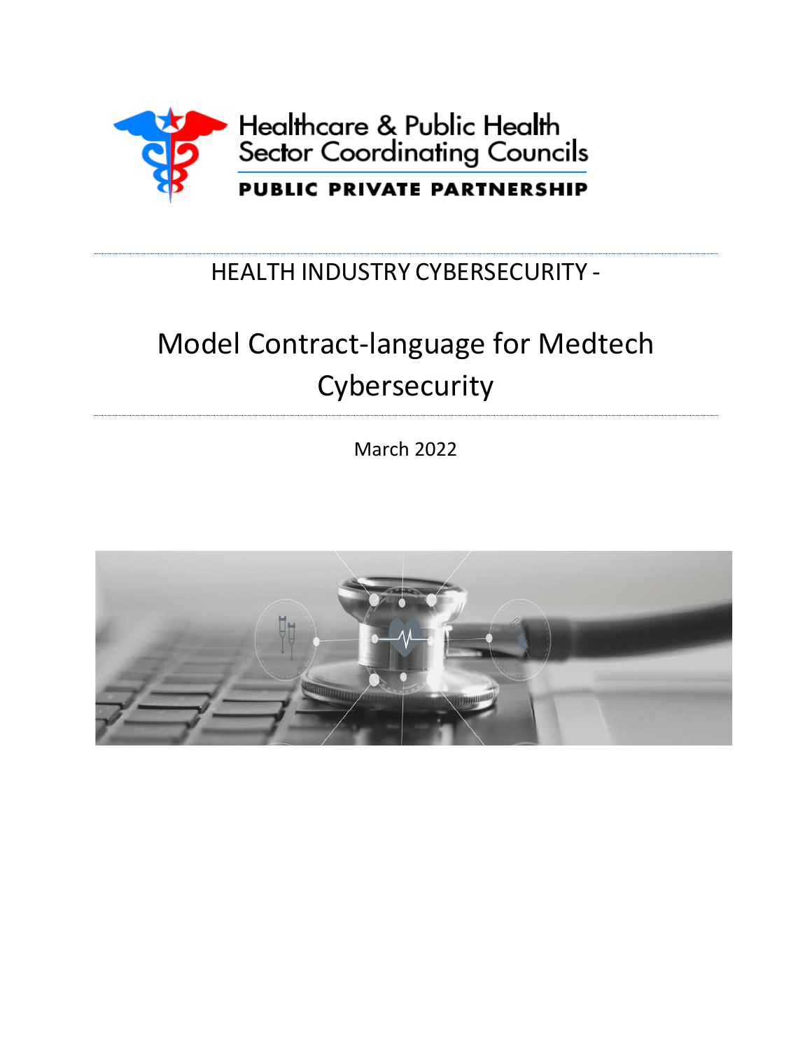Healthcare & Public Health Sector Coordinating Councils

PUBLIC PRIVATE PARTNERSHIP

HEALTH INDUSTRY CYBERSECURITY -

# Model Contract-language for Medtech Cybersecurity

March 2022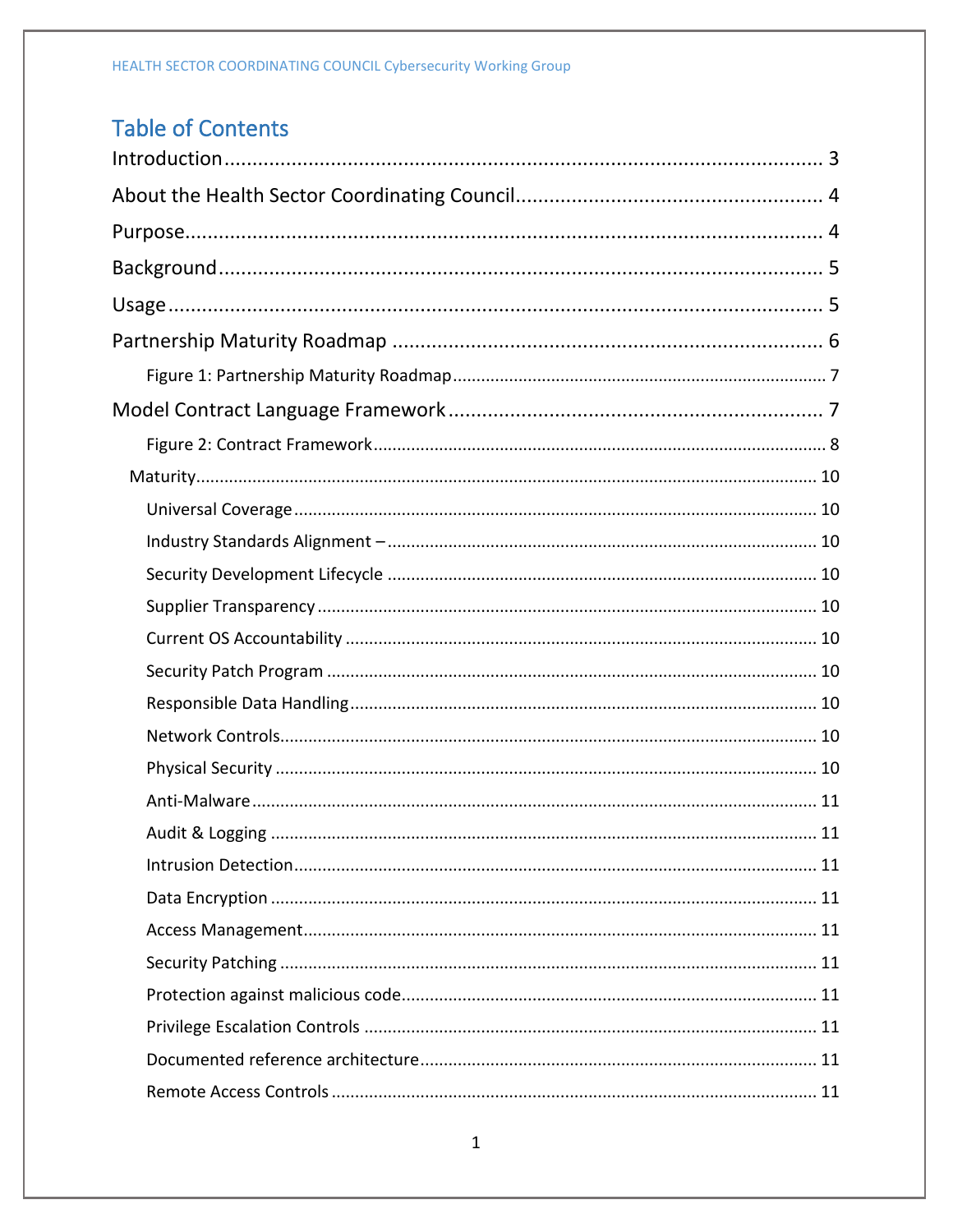# Table of Contents

Introduction ..... 3

About the Health Sector Coordinating Council ..... 4

Purpose ..... 4

Background ..... 5

Usage ..... 5

Partnership Maturity Roadmap ..... 6

- Figure 1: Partnership Maturity Roadmap ..... 7

Model Contract Language Framework ..... 7

- Figure 2: Contract Framework ..... 8
- Maturity ..... 10
  - Universal Coverage ..... 10
  - Industry Standards Alignment – ..... 10
  - Security Development Lifecycle ..... 10
  - Supplier Transparency ..... 10
  - Current OS Accountability ..... 10
  - Security Patch Program ..... 10
  - Responsible Data Handling ..... 10
  - Network Controls ..... 10
  - Physical Security ..... 10
  - Anti-Malware ..... 11
  - Audit & Logging ..... 11
  - Intrusion Detection ..... 11
  - Data Encryption ..... 11
  - Access Management ..... 11
  - Security Patching ..... 11
  - Protection against malicious code ..... 11
  - Privilege Escalation Controls ..... 11
  - Documented reference architecture ..... 11
  - Remote Access Controls ..... 11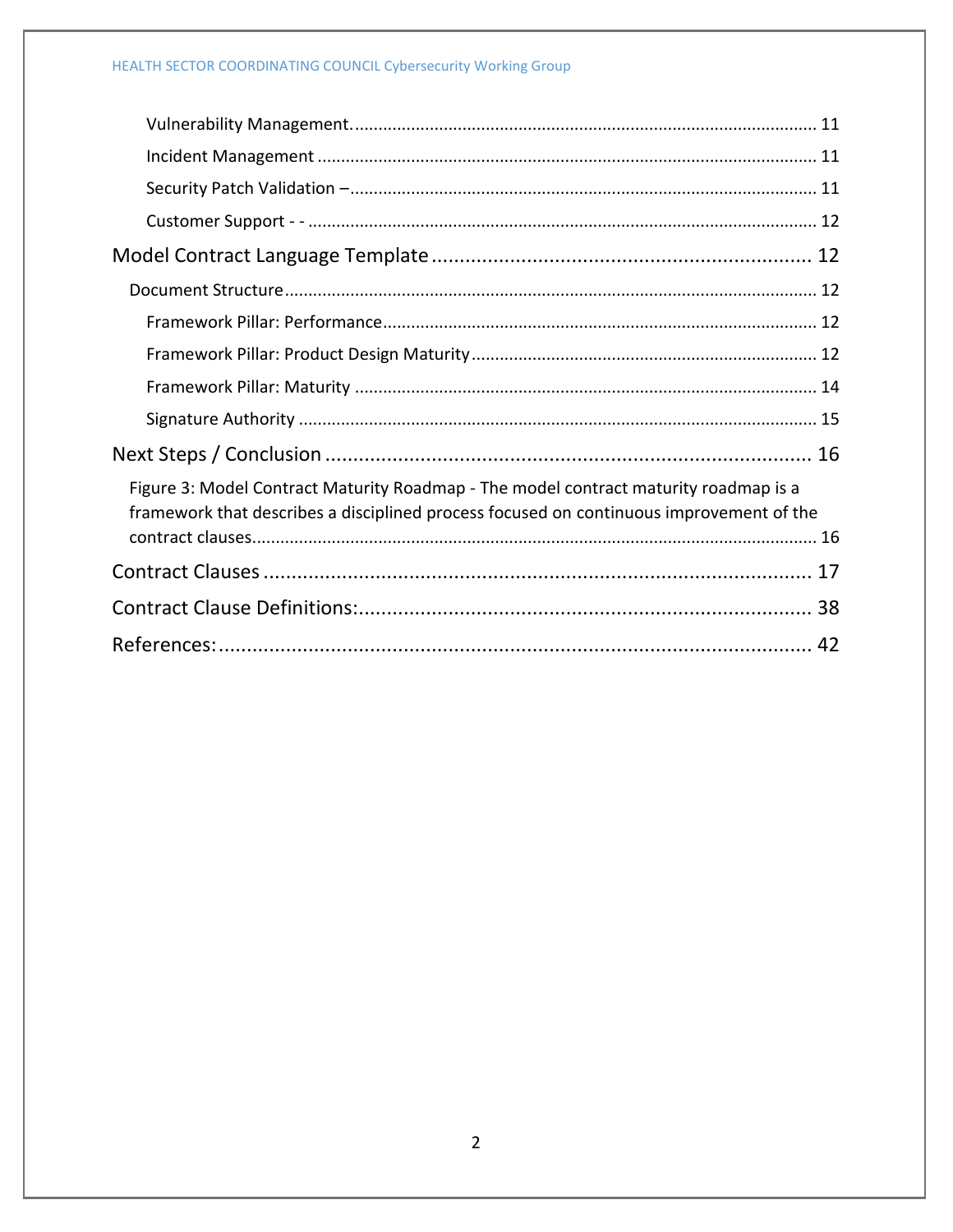Vulnerability Management. ........................................................................................................ 11

Incident Management ................................................................................................................ 11

Security Patch Validation –........................................................................................................ 11

Customer Support - - .................................................................................................................. 12

Model Contract Language Template ........................................................................................ 12

Document Structure ..................................................................................................................... 12

Framework Pillar: Performance.................................................................................................. 12

Framework Pillar: Product Design Maturity .............................................................................. 12

Framework Pillar: Maturity ........................................................................................................ 14

Signature Authority .................................................................................................................... 15

Next Steps / Conclusion ............................................................................................................. 16

Figure 3: Model Contract Maturity Roadmap - The model contract maturity roadmap is a framework that describes a disciplined process focused on continuous improvement of the contract clauses................................................................................................................................ 16

Contract Clauses ......................................................................................................................... 17

Contract Clause Definitions:....................................................................................................... 38

References:................................................................................................................................... 42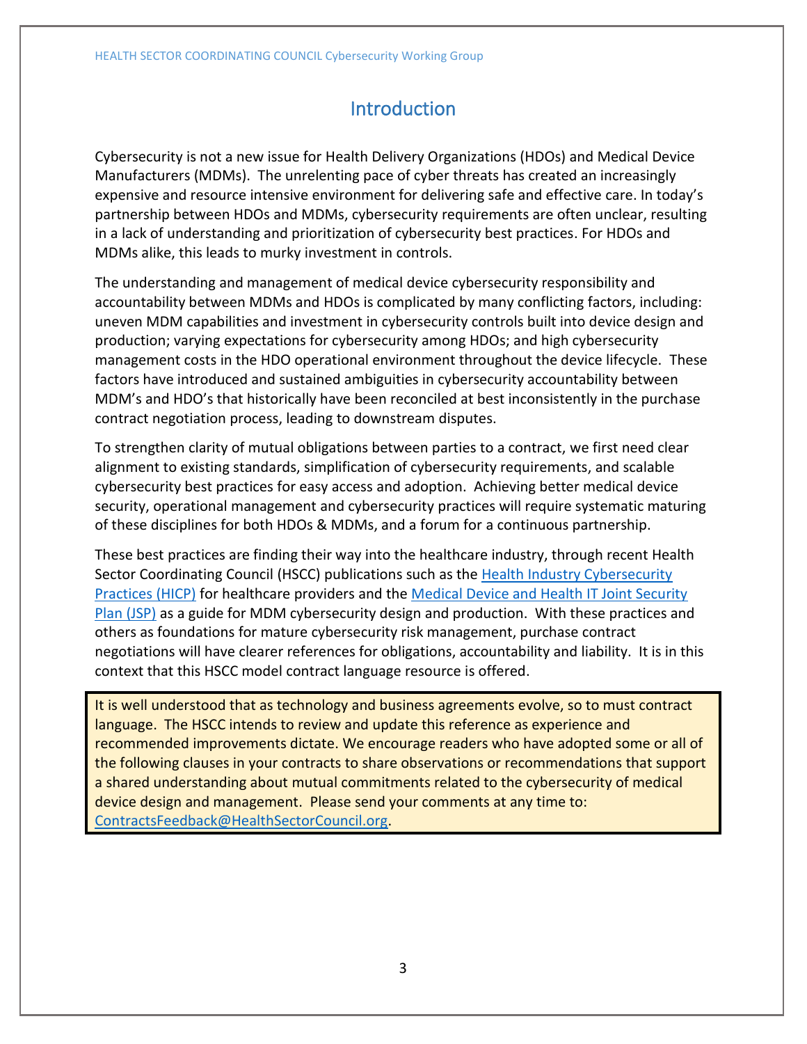# Introduction

Cybersecurity is not a new issue for Health Delivery Organizations (HDOs) and Medical Device Manufacturers (MDMs). The unrelenting pace of cyber threats has created an increasingly expensive and resource intensive environment for delivering safe and effective care. In today's partnership between HDOs and MDMs, cybersecurity requirements are often unclear, resulting in a lack of understanding and prioritization of cybersecurity best practices. For HDOs and MDMs alike, this leads to murky investment in controls.

The understanding and management of medical device cybersecurity responsibility and accountability between MDMs and HDOs is complicated by many conflicting factors, including: uneven MDM capabilities and investment in cybersecurity controls built into device design and production; varying expectations for cybersecurity among HDOs; and high cybersecurity management costs in the HDO operational environment throughout the device lifecycle. These factors have introduced and sustained ambiguities in cybersecurity accountability between MDM's and HDO's that historically have been reconciled at best inconsistently in the purchase contract negotiation process, leading to downstream disputes.

To strengthen clarity of mutual obligations between parties to a contract, we first need clear alignment to existing standards, simplification of cybersecurity requirements, and scalable cybersecurity best practices for easy access and adoption. Achieving better medical device security, operational management and cybersecurity practices will require systematic maturing of these disciplines for both HDOs & MDMs, and a forum for a continuous partnership.

These best practices are finding their way into the healthcare industry, through recent Health Sector Coordinating Council (HSCC) publications such as the [Health Industry Cybersecurity Practices (HICP)]() for healthcare providers and the [Medical Device and Health IT Joint Security Plan (JSP)]() as a guide for MDM cybersecurity design and production. With these practices and others as foundations for mature cybersecurity risk management, purchase contract negotiations will have clearer references for obligations, accountability and liability. It is in this context that this HSCC model contract language resource is offered.

> It is well understood that as technology and business agreements evolve, so to must contract language. The HSCC intends to review and update this reference as experience and recommended improvements dictate. We encourage readers who have adopted some or all of the following clauses in your contracts to share observations or recommendations that support a shared understanding about mutual commitments related to the cybersecurity of medical device design and management. Please send your comments at any time to: ContractsFeedback@HealthSectorCouncil.org.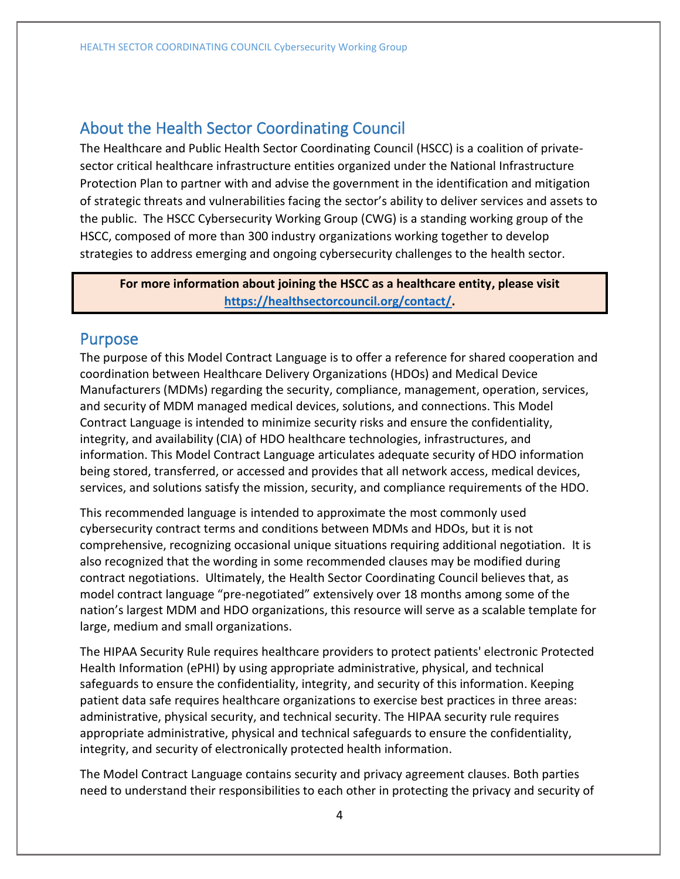## About the Health Sector Coordinating Council

The Healthcare and Public Health Sector Coordinating Council (HSCC) is a coalition of private-sector critical healthcare infrastructure entities organized under the National Infrastructure Protection Plan to partner with and advise the government in the identification and mitigation of strategic threats and vulnerabilities facing the sector's ability to deliver services and assets to the public. The HSCC Cybersecurity Working Group (CWG) is a standing working group of the HSCC, composed of more than 300 industry organizations working together to develop strategies to address emerging and ongoing cybersecurity challenges to the health sector.

**For more information about joining the HSCC as a healthcare entity, please visit https://healthsectorcouncil.org/contact/.**

## Purpose

The purpose of this Model Contract Language is to offer a reference for shared cooperation and coordination between Healthcare Delivery Organizations (HDOs) and Medical Device Manufacturers (MDMs) regarding the security, compliance, management, operation, services, and security of MDM managed medical devices, solutions, and connections. This Model Contract Language is intended to minimize security risks and ensure the confidentiality, integrity, and availability (CIA) of HDO healthcare technologies, infrastructures, and information. This Model Contract Language articulates adequate security of HDO information being stored, transferred, or accessed and provides that all network access, medical devices, services, and solutions satisfy the mission, security, and compliance requirements of the HDO.

This recommended language is intended to approximate the most commonly used cybersecurity contract terms and conditions between MDMs and HDOs, but it is not comprehensive, recognizing occasional unique situations requiring additional negotiation. It is also recognized that the wording in some recommended clauses may be modified during contract negotiations. Ultimately, the Health Sector Coordinating Council believes that, as model contract language "pre-negotiated" extensively over 18 months among some of the nation's largest MDM and HDO organizations, this resource will serve as a scalable template for large, medium and small organizations.

The HIPAA Security Rule requires healthcare providers to protect patients' electronic Protected Health Information (ePHI) by using appropriate administrative, physical, and technical safeguards to ensure the confidentiality, integrity, and security of this information. Keeping patient data safe requires healthcare organizations to exercise best practices in three areas: administrative, physical security, and technical security. The HIPAA security rule requires appropriate administrative, physical and technical safeguards to ensure the confidentiality, integrity, and security of electronically protected health information.

The Model Contract Language contains security and privacy agreement clauses. Both parties need to understand their responsibilities to each other in protecting the privacy and security of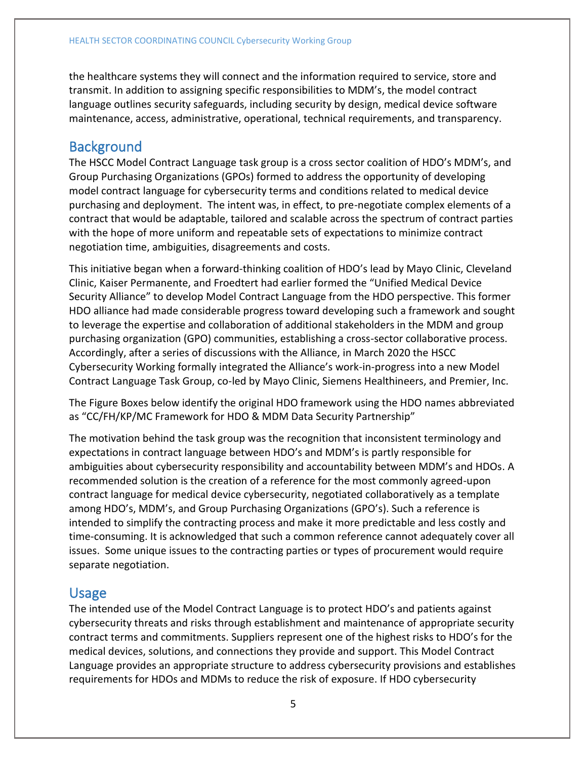the healthcare systems they will connect and the information required to service, store and transmit. In addition to assigning specific responsibilities to MDM's, the model contract language outlines security safeguards, including security by design, medical device software maintenance, access, administrative, operational, technical requirements, and transparency.

## Background

The HSCC Model Contract Language task group is a cross sector coalition of HDO's MDM's, and Group Purchasing Organizations (GPOs) formed to address the opportunity of developing model contract language for cybersecurity terms and conditions related to medical device purchasing and deployment. The intent was, in effect, to pre-negotiate complex elements of a contract that would be adaptable, tailored and scalable across the spectrum of contract parties with the hope of more uniform and repeatable sets of expectations to minimize contract negotiation time, ambiguities, disagreements and costs.

This initiative began when a forward-thinking coalition of HDO's lead by Mayo Clinic, Cleveland Clinic, Kaiser Permanente, and Froedtert had earlier formed the "Unified Medical Device Security Alliance" to develop Model Contract Language from the HDO perspective. This former HDO alliance had made considerable progress toward developing such a framework and sought to leverage the expertise and collaboration of additional stakeholders in the MDM and group purchasing organization (GPO) communities, establishing a cross-sector collaborative process. Accordingly, after a series of discussions with the Alliance, in March 2020 the HSCC Cybersecurity Working formally integrated the Alliance's work-in-progress into a new Model Contract Language Task Group, co-led by Mayo Clinic, Siemens Healthineers, and Premier, Inc.

The Figure Boxes below identify the original HDO framework using the HDO names abbreviated as "CC/FH/KP/MC Framework for HDO & MDM Data Security Partnership"

The motivation behind the task group was the recognition that inconsistent terminology and expectations in contract language between HDO's and MDM's is partly responsible for ambiguities about cybersecurity responsibility and accountability between MDM's and HDOs. A recommended solution is the creation of a reference for the most commonly agreed-upon contract language for medical device cybersecurity, negotiated collaboratively as a template among HDO's, MDM's, and Group Purchasing Organizations (GPO's). Such a reference is intended to simplify the contracting process and make it more predictable and less costly and time-consuming. It is acknowledged that such a common reference cannot adequately cover all issues. Some unique issues to the contracting parties or types of procurement would require separate negotiation.

## Usage

The intended use of the Model Contract Language is to protect HDO's and patients against cybersecurity threats and risks through establishment and maintenance of appropriate security contract terms and commitments. Suppliers represent one of the highest risks to HDO's for the medical devices, solutions, and connections they provide and support. This Model Contract Language provides an appropriate structure to address cybersecurity provisions and establishes requirements for HDOs and MDMs to reduce the risk of exposure. If HDO cybersecurity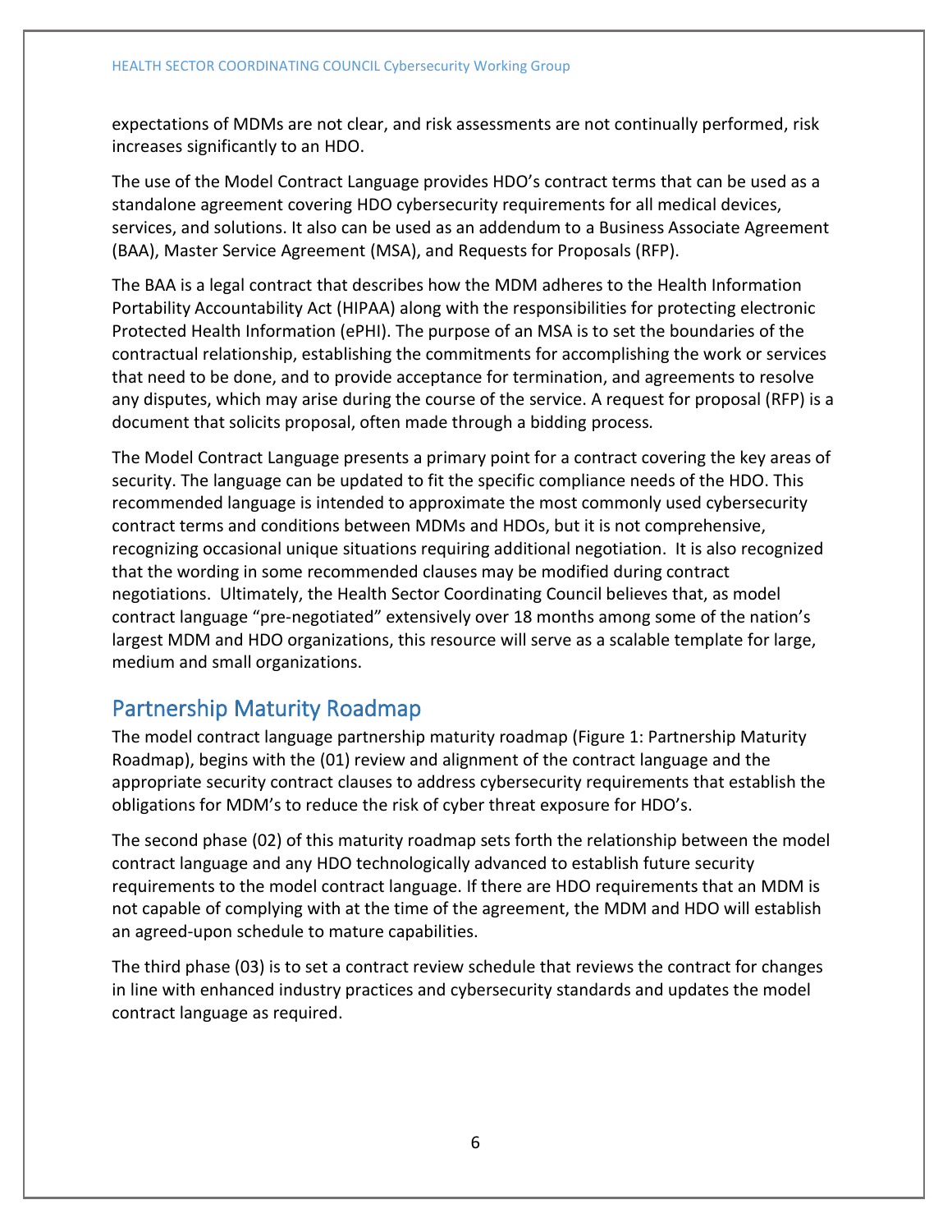expectations of MDMs are not clear, and risk assessments are not continually performed, risk increases significantly to an HDO.

The use of the Model Contract Language provides HDO's contract terms that can be used as a standalone agreement covering HDO cybersecurity requirements for all medical devices, services, and solutions. It also can be used as an addendum to a Business Associate Agreement (BAA), Master Service Agreement (MSA), and Requests for Proposals (RFP).

The BAA is a legal contract that describes how the MDM adheres to the Health Information Portability Accountability Act (HIPAA) along with the responsibilities for protecting electronic Protected Health Information (ePHI). The purpose of an MSA is to set the boundaries of the contractual relationship, establishing the commitments for accomplishing the work or services that need to be done, and to provide acceptance for termination, and agreements to resolve any disputes, which may arise during the course of the service. A request for proposal (RFP) is a document that solicits proposal, often made through a bidding process.

The Model Contract Language presents a primary point for a contract covering the key areas of security. The language can be updated to fit the specific compliance needs of the HDO. This recommended language is intended to approximate the most commonly used cybersecurity contract terms and conditions between MDMs and HDOs, but it is not comprehensive, recognizing occasional unique situations requiring additional negotiation. It is also recognized that the wording in some recommended clauses may be modified during contract negotiations. Ultimately, the Health Sector Coordinating Council believes that, as model contract language "pre-negotiated" extensively over 18 months among some of the nation's largest MDM and HDO organizations, this resource will serve as a scalable template for large, medium and small organizations.

## Partnership Maturity Roadmap

The model contract language partnership maturity roadmap (Figure 1: Partnership Maturity Roadmap), begins with the (01) review and alignment of the contract language and the appropriate security contract clauses to address cybersecurity requirements that establish the obligations for MDM's to reduce the risk of cyber threat exposure for HDO's.

The second phase (02) of this maturity roadmap sets forth the relationship between the model contract language and any HDO technologically advanced to establish future security requirements to the model contract language. If there are HDO requirements that an MDM is not capable of complying with at the time of the agreement, the MDM and HDO will establish an agreed-upon schedule to mature capabilities.

The third phase (03) is to set a contract review schedule that reviews the contract for changes in line with enhanced industry practices and cybersecurity standards and updates the model contract language as required.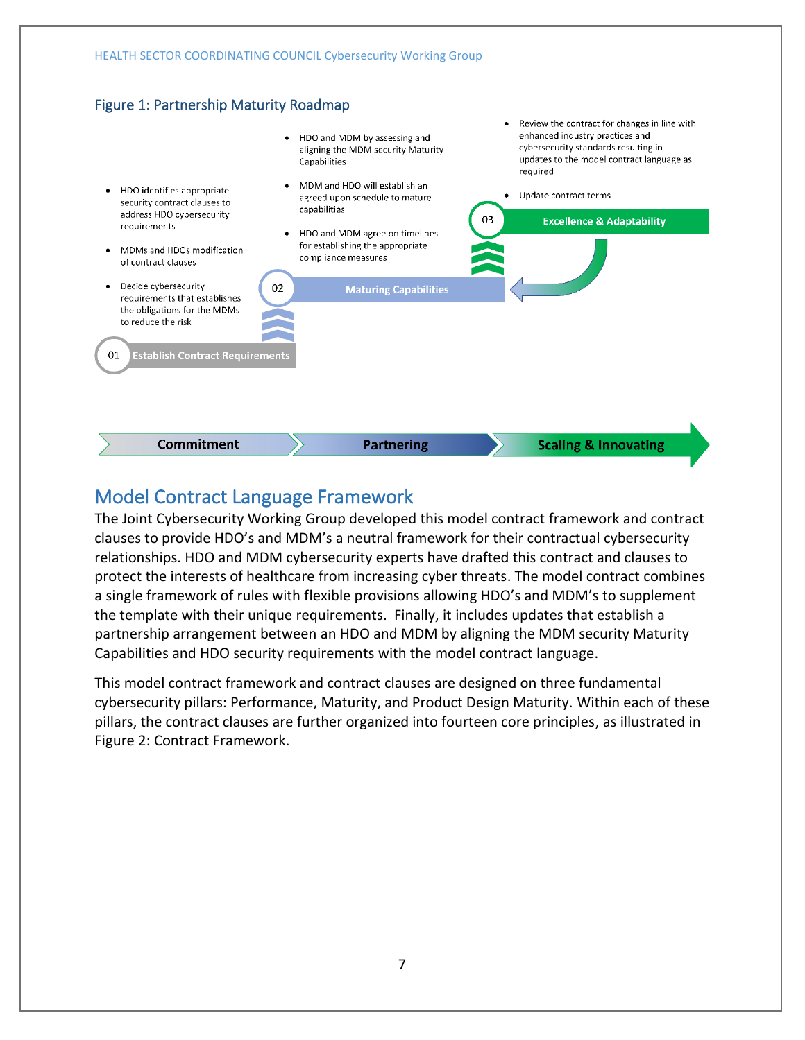## Figure 1: Partnership Maturity Roadmap

**01 Establish Contract Requirements**

- HDO identifies appropriate security contract clauses to address HDO cybersecurity requirements
- MDMs and HDOs modification of contract clauses
- Decide cybersecurity requirements that establishes the obligations for the MDMs to reduce the risk

**02 Maturing Capabilities**

- HDO and MDM by assessing and aligning the MDM security Maturity Capabilities
- MDM and HDO will establish an agreed upon schedule to mature capabilities
- HDO and MDM agree on timelines for establishing the appropriate compliance measures

**03 Excellence & Adaptability**

- Review the contract for changes in line with enhanced industry practices and cybersecurity standards resulting in updates to the model contract language as required
- Update contract terms

**Commitment** → **Partnering** → **Scaling & Innovating**

## Model Contract Language Framework

The Joint Cybersecurity Working Group developed this model contract framework and contract clauses to provide HDO's and MDM's a neutral framework for their contractual cybersecurity relationships. HDO and MDM cybersecurity experts have drafted this contract and clauses to protect the interests of healthcare from increasing cyber threats. The model contract combines a single framework of rules with flexible provisions allowing HDO's and MDM's to supplement the template with their unique requirements. Finally, it includes updates that establish a partnership arrangement between an HDO and MDM by aligning the MDM security Maturity Capabilities and HDO security requirements with the model contract language.

This model contract framework and contract clauses are designed on three fundamental cybersecurity pillars: Performance, Maturity, and Product Design Maturity. Within each of these pillars, the contract clauses are further organized into fourteen core principles, as illustrated in Figure 2: Contract Framework.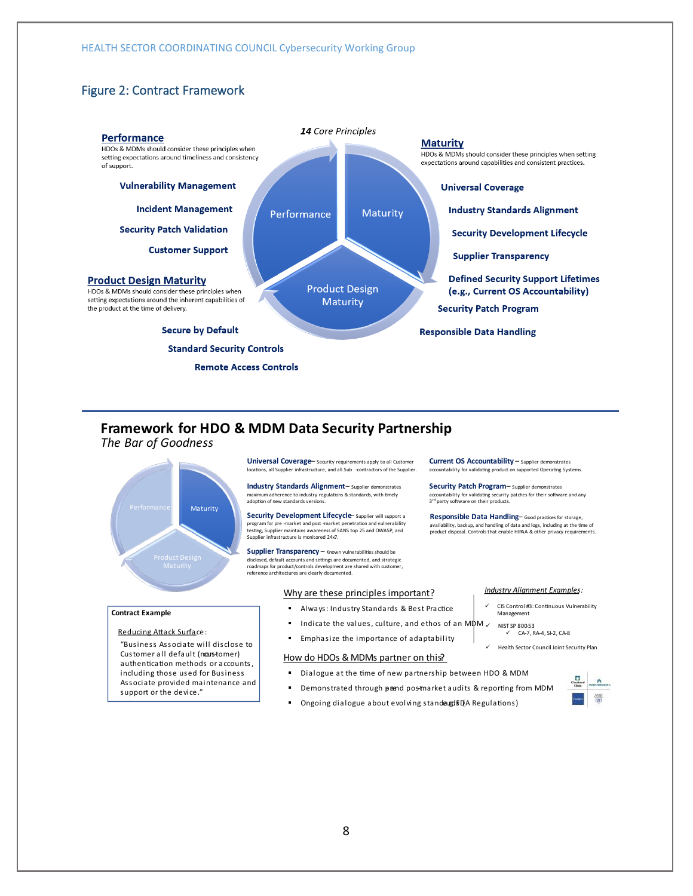## Figure 2: Contract Framework

*14 Core Principles*

**Performance**
HDOs & MDMs should consider these principles when setting expectations around timeliness and consistency of support.

- **Vulnerability Management**
- **Incident Management**
- **Security Patch Validation**
- **Customer Support**

**Maturity**
HDOs & MDMs should consider these principles when setting expectations around capabilities and consistent practices.

- **Universal Coverage**
- **Industry Standards Alignment**
- **Security Development Lifecycle**
- **Supplier Transparency**
- **Defined Security Support Lifetimes (e.g., Current OS Accountability)**
- **Security Patch Program**
- **Responsible Data Handling**

**Product Design Maturity**
HDOs & MDMs should consider these principles when setting expectations around the inherent capabilities of the product at the time of delivery.

- **Secure by Default**
- **Standard Security Controls**
- **Remote Access Controls**

---

## Framework for HDO & MDM Data Security Partnership

*The Bar of Goodness*

**Universal Coverage** – Security requirements apply to all Customer locations, all Supplier infrastructure, and all Sub -contractors of the Supplier.

**Industry Standards Alignment** – Supplier demonstrates maximum adherence to industry regulations & standards, with timely adoption of new standards versions.

**Security Development Lifecycle** – Supplier will support a program for pre -market and post -market penetration and vulnerability testing, Supplier maintains awareness of SANS top 25 and OWASP, and Supplier infrastructure is monitored 24x7.

**Supplier Transparency** – Known vulnerabilities should be disclosed, default accounts and settings are documented, and strategic roadmaps for product/controls development are shared with customer, reference architectures are clearly documented.

**Current OS Accountability** – Supplier demonstrates accountability for validating product on supported Operating Systems.

**Security Patch Program** – Supplier demonstrates accountability for validating security patches for their software and any 3rd party software on their products.

**Responsible Data Handling** – Good practices for storage, availability, backup, and handling of data and logs, including at the time of product disposal. Controls that enable HIPAA & other privacy requirements.

**Contract Example**

Reducing Attack Surface:

"Business Associate will disclose to Customer all default (non-customer) authentication methods or accounts, including those used for Business Associate provided maintenance and support or the device."

Why are these principles important?

- Always: Industry Standards & Best Practice
- Indicate the values, culture, and ethos of an MDM
- Emphasize the importance of adaptability

*Industry Alignment Examples:*

- ✓ CIS Control #3: Continuous Vulnerability Management
- ✓ NIST SP 800-53
  - ✓ CA-7, RA-4, SI-2, CA-8
- ✓ Health Sector Council Joint Security Plan

How do HDOs & MDMs partner on this?

- Dialogue at the time of new partnership between HDO & MDM
- Demonstrated through pre- and post-market audits & reporting from MDM
- Ongoing dialogue about evolving standards (e.g. FDA Regulations)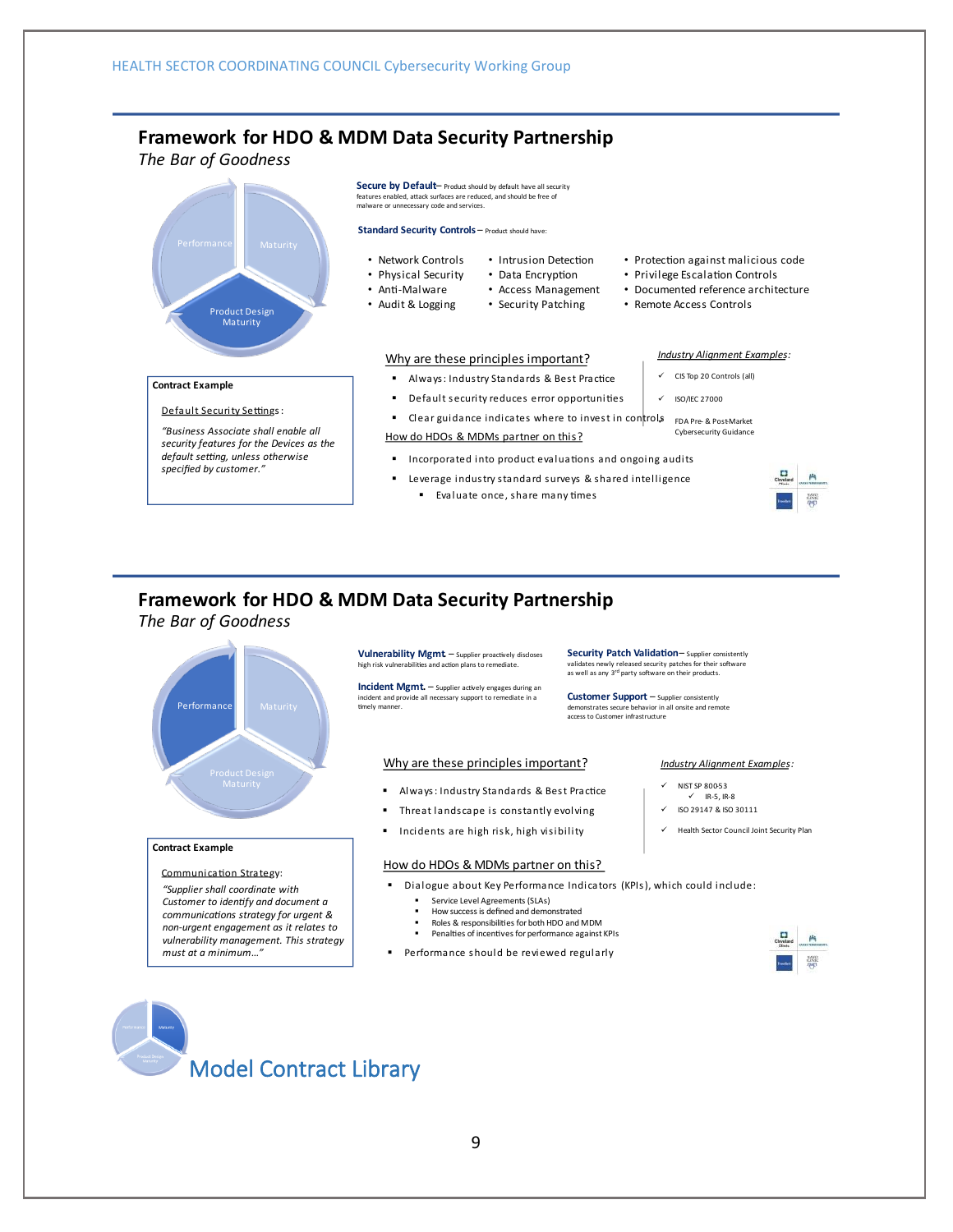## Framework for HDO & MDM Data Security Partnership

*The Bar of Goodness*

Performance | Maturity | Product Design Maturity

**Secure by Default**– Product should by default have all security features enabled, attack surfaces are reduced, and should be free of malware or unnecessary code and services.

**Standard Security Controls** – Product should have:

- Network Controls
- Physical Security
- Anti-Malware
- Audit & Logging
- Intrusion Detection
- Data Encryption
- Access Management
- Security Patching
- Protection against malicious code
- Privilege Escalation Controls
- Documented reference architecture
- Remote Access Controls

**Contract Example**

Default Security Settings:

*"Business Associate shall enable all security features for the Devices as the default setting, unless otherwise specified by customer."*

Why are these principles important?

- Always: Industry Standards & Best Practice
- Default security reduces error opportunities
- Clear guidance indicates where to invest in controls

*Industry Alignment Examples*:

- ✓ CIS Top 20 Controls (all)
- ✓ ISO/IEC 27000
- FDA Pre- & Post-Market Cybersecurity Guidance

How do HDOs & MDMs partner on this?

- Incorporated into product evaluations and ongoing audits
- Leverage industry standard surveys & shared intelligence
  - Evaluate once, share many times

## Framework for HDO & MDM Data Security Partnership

*The Bar of Goodness*

Performance | Maturity | Product Design Maturity

**Vulnerability Mgmt.** – Supplier proactively discloses high risk vulnerabilities and action plans to remediate.

**Incident Mgmt.** – Supplier actively engages during an incident and provide all necessary support to remediate in a timely manner.

**Security Patch Validation**– Supplier consistently validates newly released security patches for their software as well as any 3rd party software on their products.

**Customer Support** – Supplier consistently demonstrates secure behavior in all onsite and remote access to Customer infrastructure

**Contract Example**

Communication Strategy:

*"Supplier shall coordinate with Customer to identify and document a communications strategy for urgent & non-urgent engagement as it relates to vulnerability management. This strategy must at a minimum…"*

Why are these principles important?

- Always: Industry Standards & Best Practice
- Threat landscape is constantly evolving
- Incidents are high risk, high visibility

*Industry Alignment Examples*:

- ✓ NIST SP 80053
  - ✓ IR-5, IR-8
- ✓ ISO 29147 & ISO 30111
- ✓ Health Sector Council Joint Security Plan

How do HDOs & MDMs partner on this?

- Dialogue about Key Performance Indicators (KPIs), which could include:
  - Service Level Agreements (SLAs)
  - How success is defined and demonstrated
  - Roles & responsibilities for both HDO and MDM
  - Penalties of incentives for performance against KPIs
- Performance should be reviewed regularly

# Model Contract Library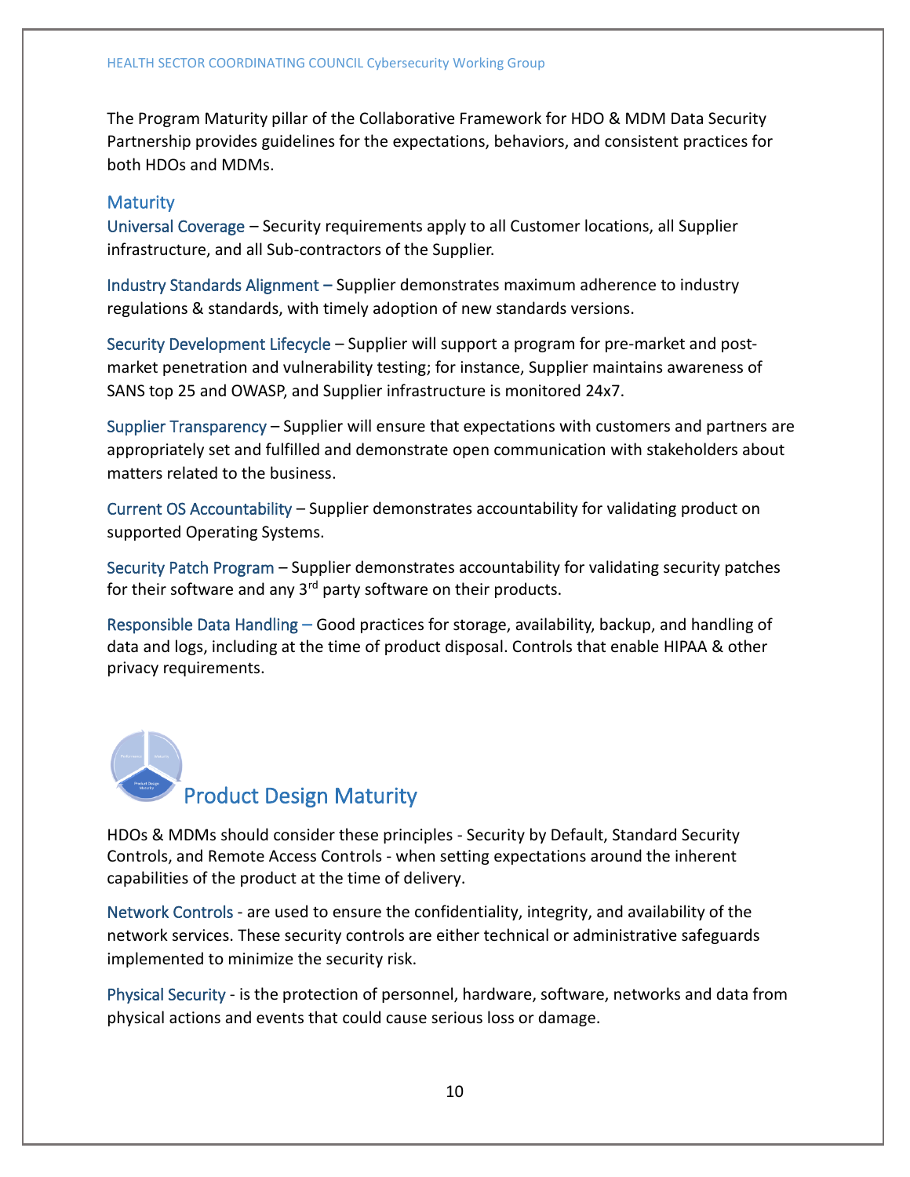The Program Maturity pillar of the Collaborative Framework for HDO & MDM Data Security Partnership provides guidelines for the expectations, behaviors, and consistent practices for both HDOs and MDMs.

### Maturity

Universal Coverage – Security requirements apply to all Customer locations, all Supplier infrastructure, and all Sub-contractors of the Supplier.

Industry Standards Alignment – Supplier demonstrates maximum adherence to industry regulations & standards, with timely adoption of new standards versions.

Security Development Lifecycle – Supplier will support a program for pre-market and post-market penetration and vulnerability testing; for instance, Supplier maintains awareness of SANS top 25 and OWASP, and Supplier infrastructure is monitored 24x7.

Supplier Transparency – Supplier will ensure that expectations with customers and partners are appropriately set and fulfilled and demonstrate open communication with stakeholders about matters related to the business.

Current OS Accountability – Supplier demonstrates accountability for validating product on supported Operating Systems.

Security Patch Program – Supplier demonstrates accountability for validating security patches for their software and any 3rd party software on their products.

Responsible Data Handling – Good practices for storage, availability, backup, and handling of data and logs, including at the time of product disposal. Controls that enable HIPAA & other privacy requirements.

## Product Design Maturity

HDOs & MDMs should consider these principles - Security by Default, Standard Security Controls, and Remote Access Controls - when setting expectations around the inherent capabilities of the product at the time of delivery.

Network Controls - are used to ensure the confidentiality, integrity, and availability of the network services. These security controls are either technical or administrative safeguards implemented to minimize the security risk.

Physical Security - is the protection of personnel, hardware, software, networks and data from physical actions and events that could cause serious loss or damage.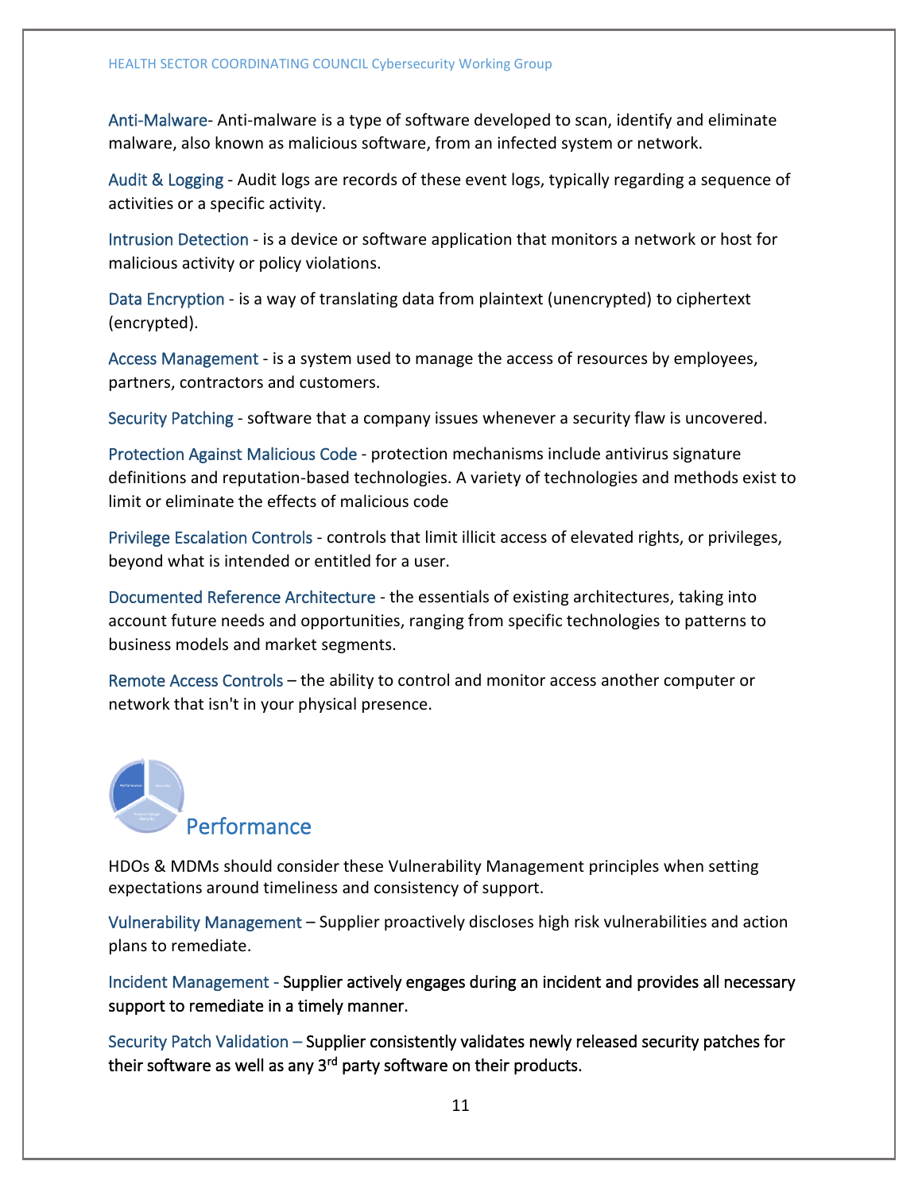Anti-Malware- Anti-malware is a type of software developed to scan, identify and eliminate malware, also known as malicious software, from an infected system or network.

Audit & Logging - Audit logs are records of these event logs, typically regarding a sequence of activities or a specific activity.

Intrusion Detection - is a device or software application that monitors a network or host for malicious activity or policy violations.

Data Encryption - is a way of translating data from plaintext (unencrypted) to ciphertext (encrypted).

Access Management - is a system used to manage the access of resources by employees, partners, contractors and customers.

Security Patching - software that a company issues whenever a security flaw is uncovered.

Protection Against Malicious Code - protection mechanisms include antivirus signature definitions and reputation-based technologies. A variety of technologies and methods exist to limit or eliminate the effects of malicious code

Privilege Escalation Controls - controls that limit illicit access of elevated rights, or privileges, beyond what is intended or entitled for a user.

Documented Reference Architecture - the essentials of existing architectures, taking into account future needs and opportunities, ranging from specific technologies to patterns to business models and market segments.

Remote Access Controls – the ability to control and monitor access another computer or network that isn't in your physical presence.

## Performance

HDOs & MDMs should consider these Vulnerability Management principles when setting expectations around timeliness and consistency of support.

Vulnerability Management – Supplier proactively discloses high risk vulnerabilities and action plans to remediate.

Incident Management - Supplier actively engages during an incident and provides all necessary support to remediate in a timely manner.

Security Patch Validation – Supplier consistently validates newly released security patches for their software as well as any 3rd party software on their products.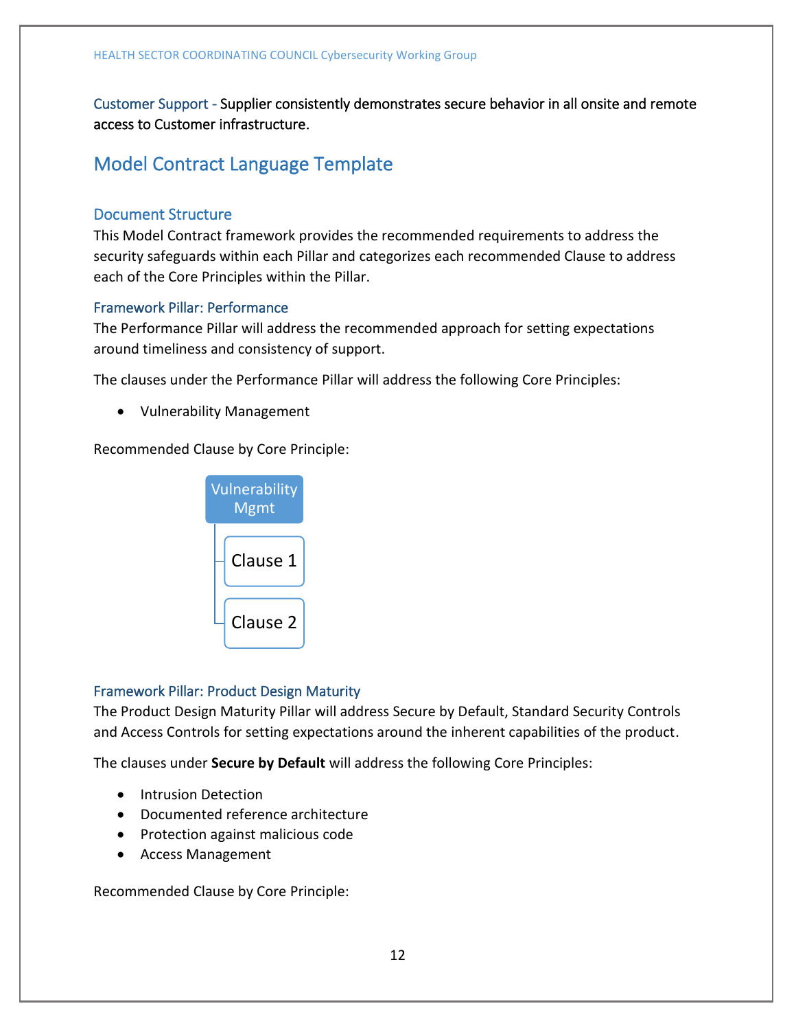Customer Support - Supplier consistently demonstrates secure behavior in all onsite and remote access to Customer infrastructure.

## Model Contract Language Template

### Document Structure

This Model Contract framework provides the recommended requirements to address the security safeguards within each Pillar and categorizes each recommended Clause to address each of the Core Principles within the Pillar.

#### Framework Pillar: Performance

The Performance Pillar will address the recommended approach for setting expectations around timeliness and consistency of support.

The clauses under the Performance Pillar will address the following Core Principles:

- Vulnerability Management

Recommended Clause by Core Principle:

- Vulnerability Mgmt
  - Clause 1
  - Clause 2

#### Framework Pillar: Product Design Maturity

The Product Design Maturity Pillar will address Secure by Default, Standard Security Controls and Access Controls for setting expectations around the inherent capabilities of the product.

The clauses under **Secure by Default** will address the following Core Principles:

- Intrusion Detection
- Documented reference architecture
- Protection against malicious code
- Access Management

Recommended Clause by Core Principle: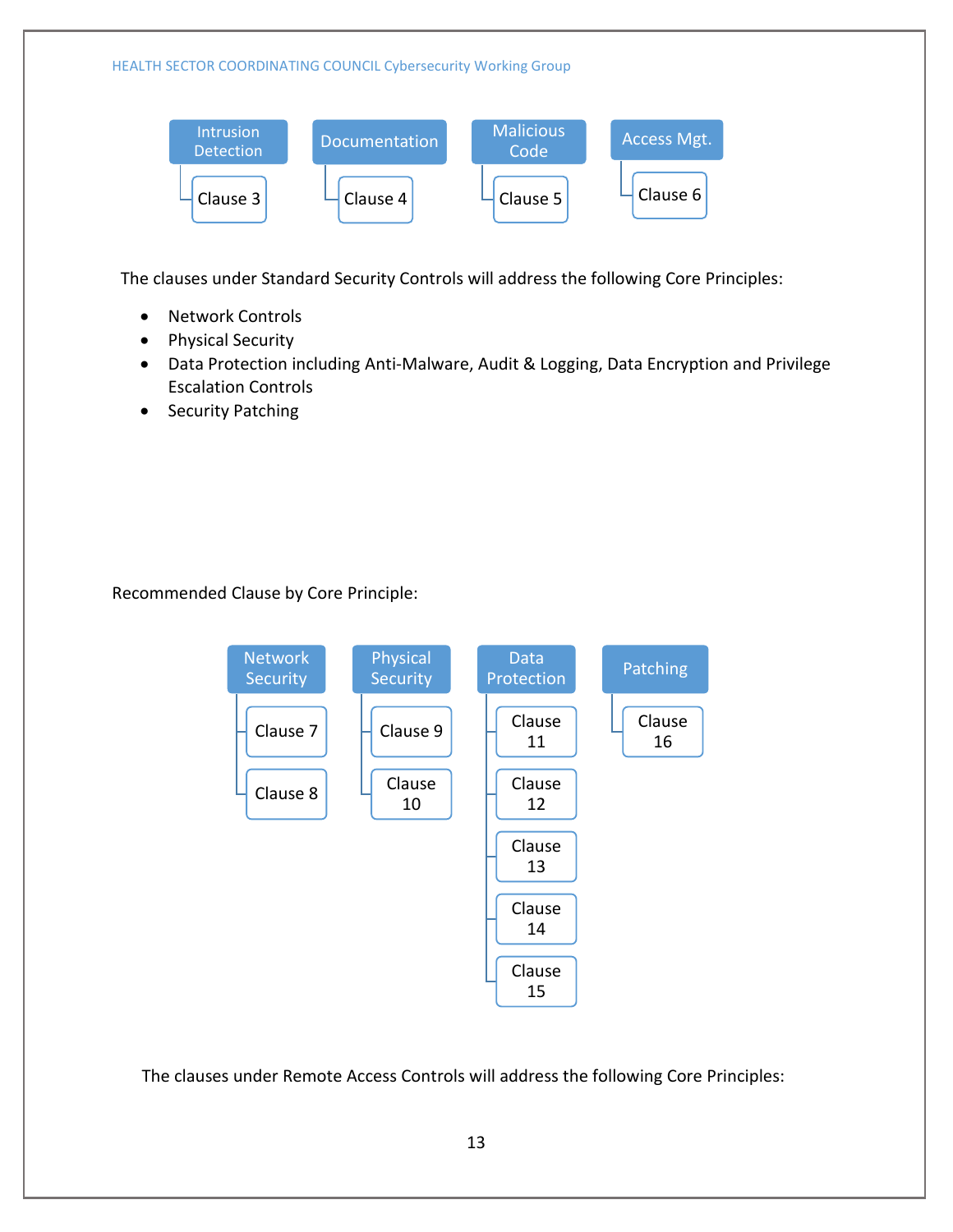| Intrusion Detection | Documentation | Malicious Code | Access Mgt. |
|---|---|---|---|
| Clause 3 | Clause 4 | Clause 5 | Clause 6 |

The clauses under Standard Security Controls will address the following Core Principles:

- Network Controls
- Physical Security
- Data Protection including Anti-Malware, Audit & Logging, Data Encryption and Privilege Escalation Controls
- Security Patching

Recommended Clause by Core Principle:

| Network Security | Physical Security | Data Protection | Patching |
|---|---|---|---|
| Clause 7 | Clause 9 | Clause 11 | Clause 16 |
| Clause 8 | Clause 10 | Clause 12 | |
| | | Clause 13 | |
| | | Clause 14 | |
| | | Clause 15 | |

The clauses under Remote Access Controls will address the following Core Principles: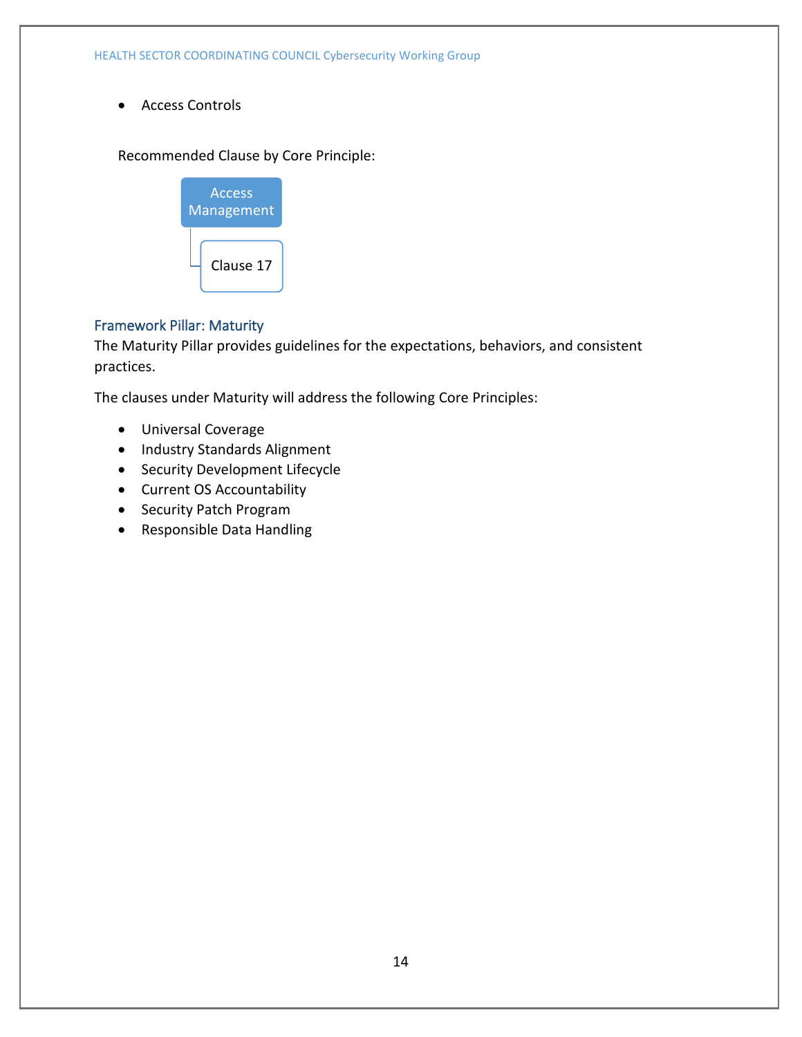- Access Controls

Recommended Clause by Core Principle:

- Access Management
  - Clause 17

### Framework Pillar: Maturity

The Maturity Pillar provides guidelines for the expectations, behaviors, and consistent practices.

The clauses under Maturity will address the following Core Principles:

- Universal Coverage
- Industry Standards Alignment
- Security Development Lifecycle
- Current OS Accountability
- Security Patch Program
- Responsible Data Handling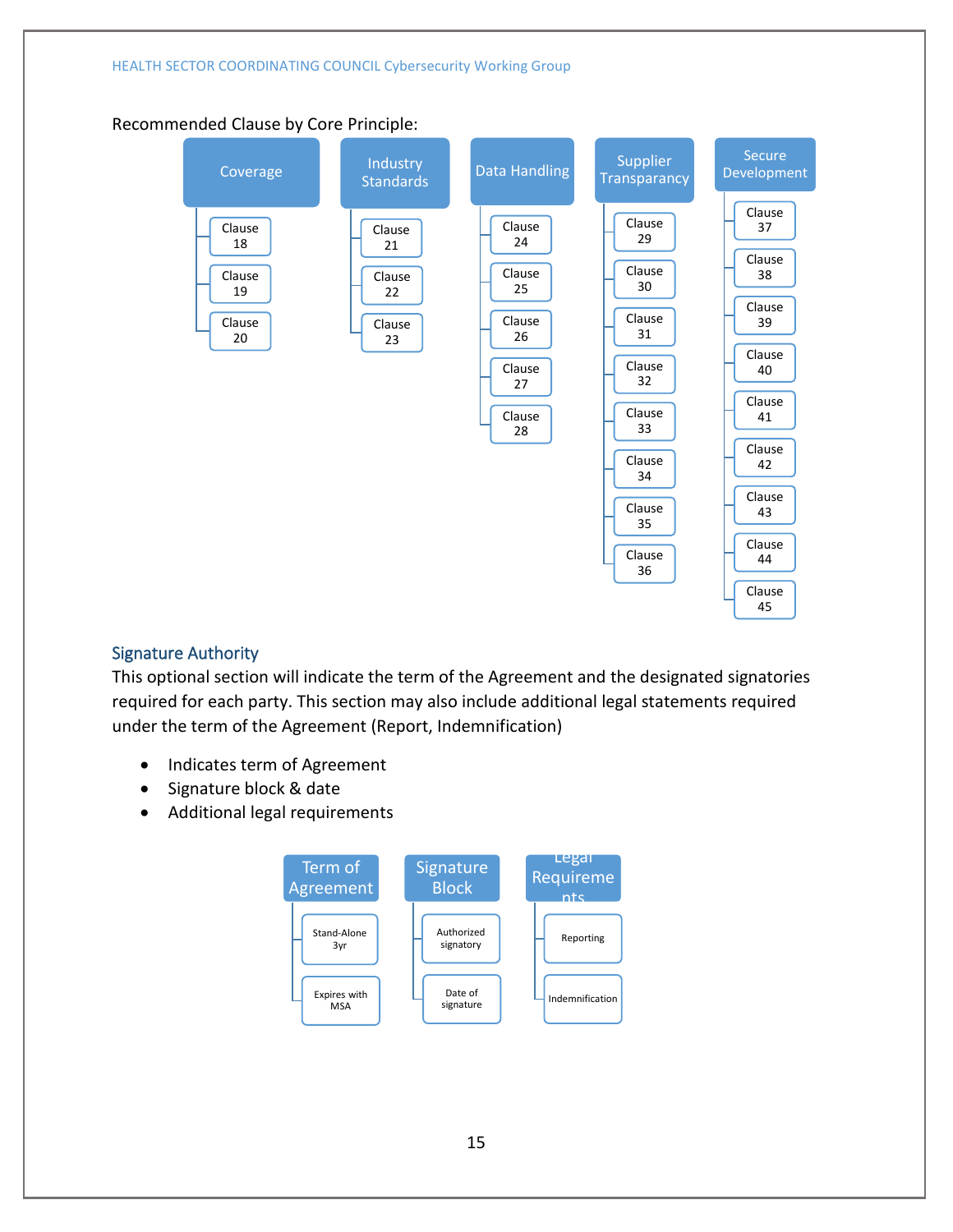Recommended Clause by Core Principle:

- **Coverage**
  - Clause 18
  - Clause 19
  - Clause 20
- **Industry Standards**
  - Clause 21
  - Clause 22
  - Clause 23
- **Data Handling**
  - Clause 24
  - Clause 25
  - Clause 26
  - Clause 27
  - Clause 28
- **Supplier Transparency**
  - Clause 29
  - Clause 30
  - Clause 31
  - Clause 32
  - Clause 33
  - Clause 34
  - Clause 35
  - Clause 36
- **Secure Development**
  - Clause 37
  - Clause 38
  - Clause 39
  - Clause 40
  - Clause 41
  - Clause 42
  - Clause 43
  - Clause 44
  - Clause 45

## Signature Authority

This optional section will indicate the term of the Agreement and the designated signatories required for each party. This section may also include additional legal statements required under the term of the Agreement (Report, Indemnification)

- Indicates term of Agreement
- Signature block & date
- Additional legal requirements

- **Term of Agreement**
  - Stand-Alone 3yr
  - Expires with MSA
- **Signature Block**
  - Authorized signatory
  - Date of signature
- **Legal Requirements**
  - Reporting
  - Indemnification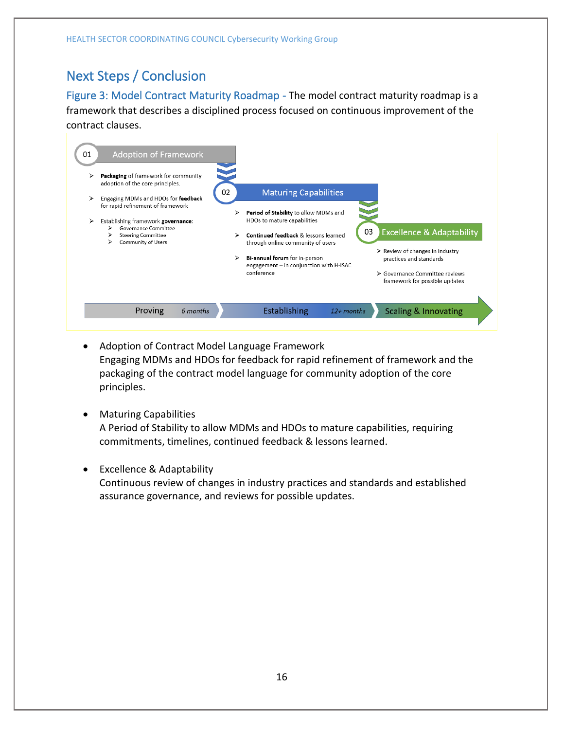## Next Steps / Conclusion

Figure 3: Model Contract Maturity Roadmap - The model contract maturity roadmap is a framework that describes a disciplined process focused on continuous improvement of the contract clauses.

**01 Adoption of Framework**

- **Packaging** of framework for community adoption of the core principles.
- Engaging MDMs and HDOs for **feedback** for rapid refinement of framework
- Establishing framework **governance**:
  - Governance Committee
  - Steering Committee
  - Community of Users

**02 Maturing Capabilities**

- **Period of Stability** to allow MDMs and HDOs to mature capabilities
- **Continued feedback** & lessons learned through online community of users
- **Bi-annual forum** for in-person engagement – in conjunction with H-ISAC conference

**03 Excellence & Adaptability**

- Review of changes in industry practices and standards
- Governance Committee reviews framework for possible updates

Proving *6 months* → Establishing *12+ months* → Scaling & Innovating

- Adoption of Contract Model Language Framework
  Engaging MDMs and HDOs for feedback for rapid refinement of framework and the packaging of the contract model language for community adoption of the core principles.

- Maturing Capabilities
  A Period of Stability to allow MDMs and HDOs to mature capabilities, requiring commitments, timelines, continued feedback & lessons learned.

- Excellence & Adaptability
  Continuous review of changes in industry practices and standards and established assurance governance, and reviews for possible updates.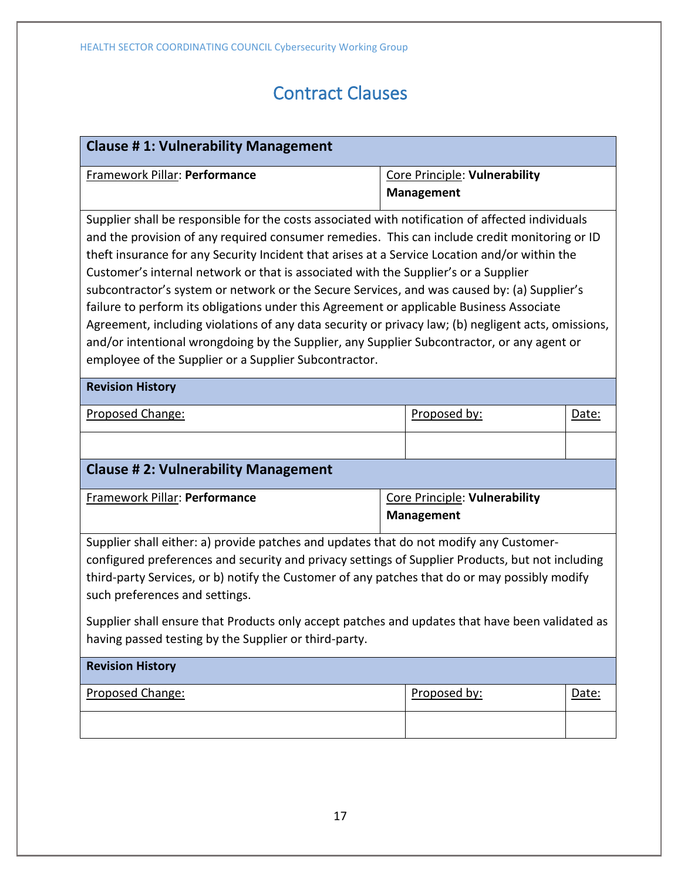# Contract Clauses

| **Clause # 1: Vulnerability Management** | | |
|---|---|---|
| Framework Pillar: **Performance** | Core Principle: **Vulnerability Management** | |
| Supplier shall be responsible for the costs associated with notification of affected individuals and the provision of any required consumer remedies. This can include credit monitoring or ID theft insurance for any Security Incident that arises at a Service Location and/or within the Customer's internal network or that is associated with the Supplier's or a Supplier subcontractor's system or network or the Secure Services, and was caused by: (a) Supplier's failure to perform its obligations under this Agreement or applicable Business Associate Agreement, including violations of any data security or privacy law; (b) negligent acts, omissions, and/or intentional wrongdoing by the Supplier, any Supplier Subcontractor, or any agent or employee of the Supplier or a Supplier Subcontractor. | | |
| **Revision History** | | |
| Proposed Change: | Proposed by: | Date: |
| | | |

| **Clause # 2: Vulnerability Management** | | |
|---|---|---|
| Framework Pillar: **Performance** | Core Principle: **Vulnerability Management** | |
| Supplier shall either: a) provide patches and updates that do not modify any Customer-configured preferences and security and privacy settings of Supplier Products, but not including third-party Services, or b) notify the Customer of any patches that do or may possibly modify such preferences and settings.<br><br>Supplier shall ensure that Products only accept patches and updates that have been validated as having passed testing by the Supplier or third-party. | | |
| **Revision History** | | |
| Proposed Change: | Proposed by: | Date: |
| | | |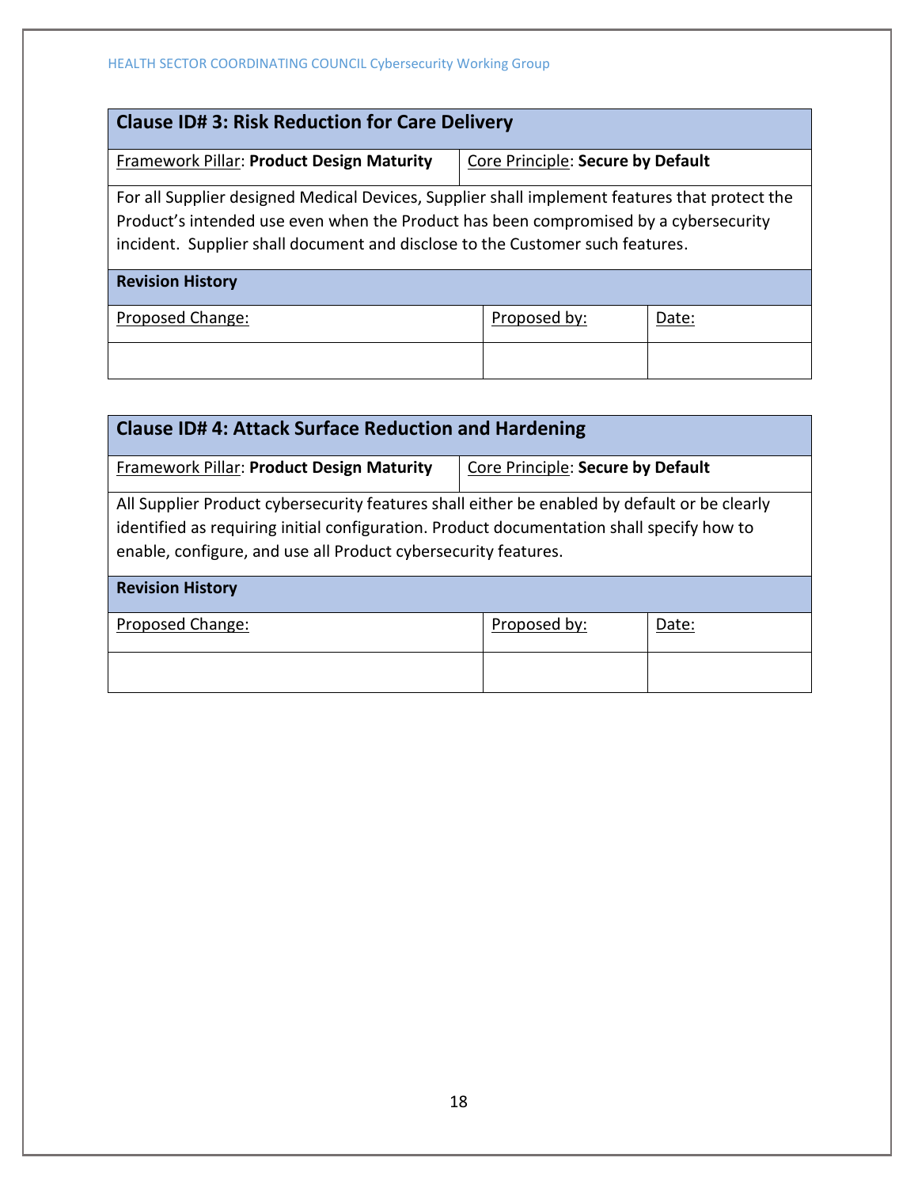| Clause ID# 3: Risk Reduction for Care Delivery | | |
|---|---|---|
| Framework Pillar: **Product Design Maturity** | Core Principle: **Secure by Default** | |
| For all Supplier designed Medical Devices, Supplier shall implement features that protect the Product's intended use even when the Product has been compromised by a cybersecurity incident. Supplier shall document and disclose to the Customer such features. | | |
| **Revision History** | | |
| Proposed Change: | Proposed by: | Date: |
| | | |

| Clause ID# 4: Attack Surface Reduction and Hardening | | |
|---|---|---|
| Framework Pillar: **Product Design Maturity** | Core Principle: **Secure by Default** | |
| All Supplier Product cybersecurity features shall either be enabled by default or be clearly identified as requiring initial configuration. Product documentation shall specify how to enable, configure, and use all Product cybersecurity features. | | |
| **Revision History** | | |
| Proposed Change: | Proposed by: | Date: |
| | | |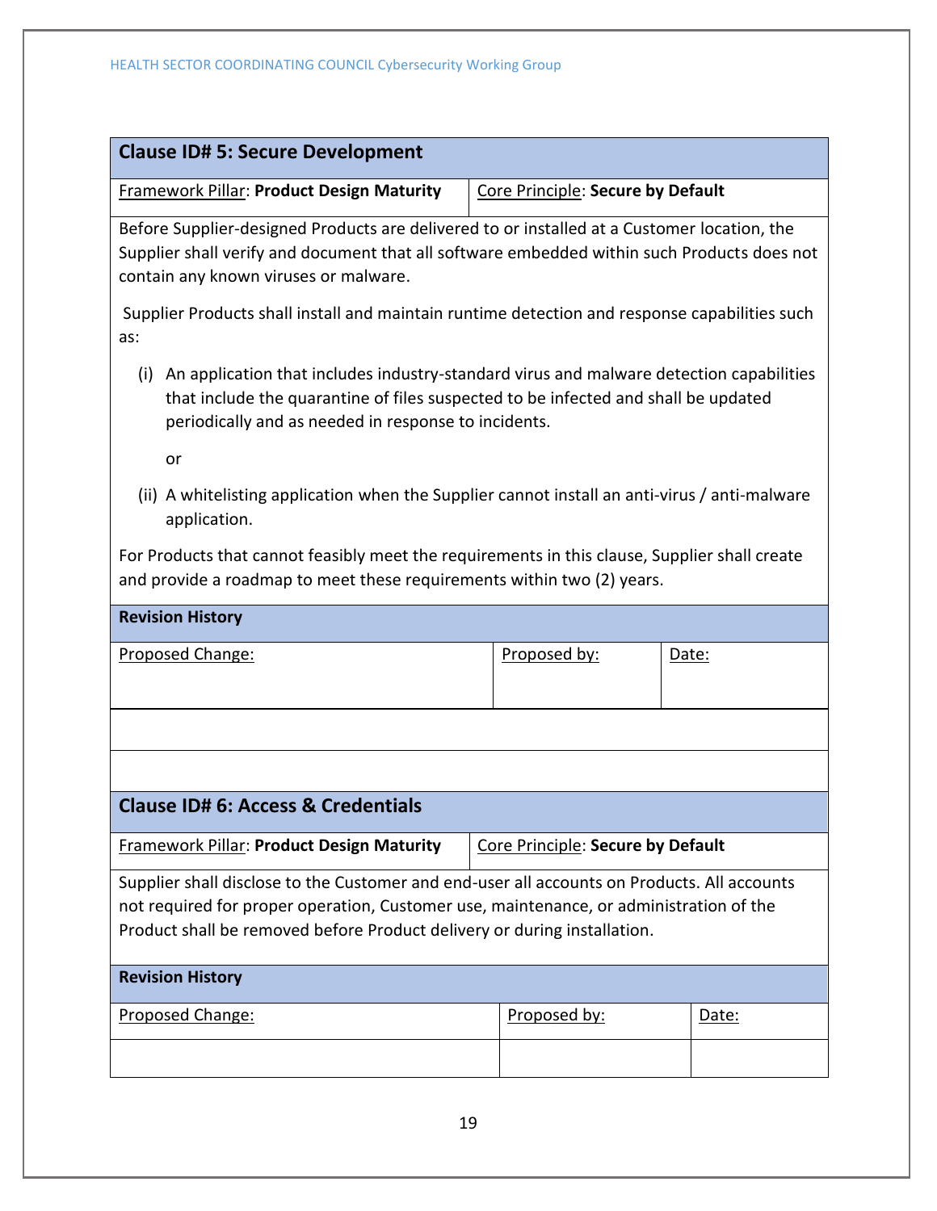## Clause ID# 5: Secure Development

Framework Pillar: **Product Design Maturity** | Core Principle: **Secure by Default**

Before Supplier-designed Products are delivered to or installed at a Customer location, the Supplier shall verify and document that all software embedded within such Products does not contain any known viruses or malware.

Supplier Products shall install and maintain runtime detection and response capabilities such as:

(i) An application that includes industry-standard virus and malware detection capabilities that include the quarantine of files suspected to be infected and shall be updated periodically and as needed in response to incidents.

or

(ii) A whitelisting application when the Supplier cannot install an anti-virus / anti-malware application.

For Products that cannot feasibly meet the requirements in this clause, Supplier shall create and provide a roadmap to meet these requirements within two (2) years.

**Revision History**

| Proposed Change: | Proposed by: | Date: |
|---|---|---|
| | | |
| | | |

## Clause ID# 6: Access & Credentials

Framework Pillar: **Product Design Maturity** | Core Principle: **Secure by Default**

Supplier shall disclose to the Customer and end-user all accounts on Products. All accounts not required for proper operation, Customer use, maintenance, or administration of the Product shall be removed before Product delivery or during installation.

**Revision History**

| Proposed Change: | Proposed by: | Date: |
|---|---|---|
| | | |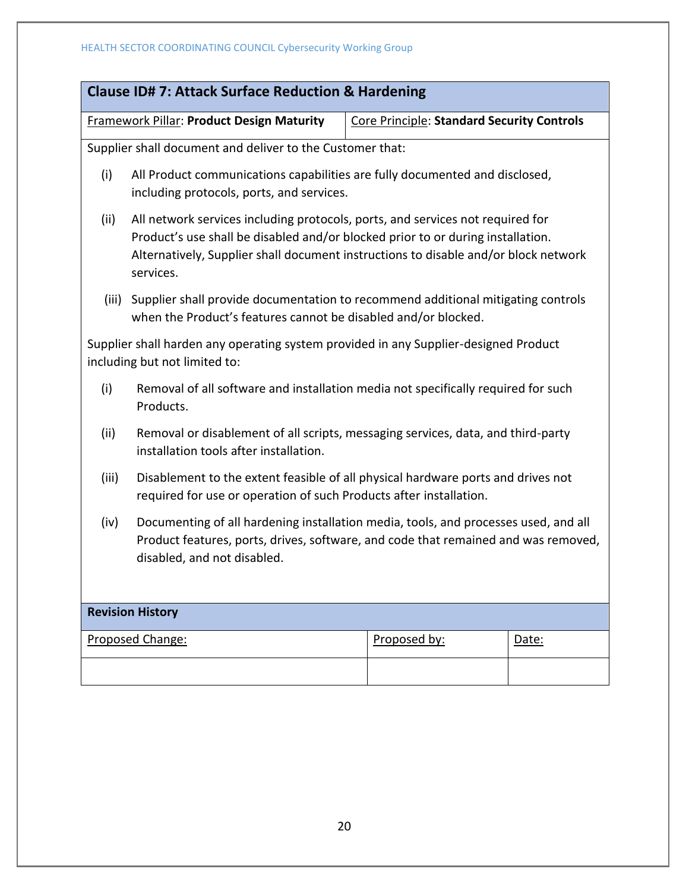## Clause ID# 7: Attack Surface Reduction & Hardening

| Framework Pillar: **Product Design Maturity** | Core Principle: **Standard Security Controls** |
|---|---|

Supplier shall document and deliver to the Customer that:

(i) All Product communications capabilities are fully documented and disclosed, including protocols, ports, and services.

(ii) All network services including protocols, ports, and services not required for Product's use shall be disabled and/or blocked prior to or during installation. Alternatively, Supplier shall document instructions to disable and/or block network services.

(iii) Supplier shall provide documentation to recommend additional mitigating controls when the Product's features cannot be disabled and/or blocked.

Supplier shall harden any operating system provided in any Supplier-designed Product including but not limited to:

(i) Removal of all software and installation media not specifically required for such Products.

(ii) Removal or disablement of all scripts, messaging services, data, and third-party installation tools after installation.

(iii) Disablement to the extent feasible of all physical hardware ports and drives not required for use or operation of such Products after installation.

(iv) Documenting of all hardening installation media, tools, and processes used, and all Product features, ports, drives, software, and code that remained and was removed, disabled, and not disabled.

**Revision History**

| Proposed Change: | Proposed by: | Date: |
|---|---|---|
| | | |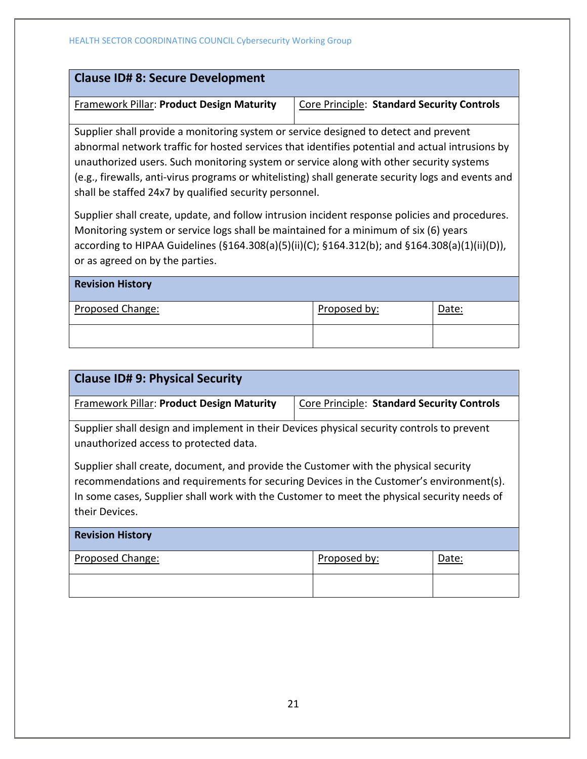## Clause ID# 8: Secure Development

| Framework Pillar: **Product Design Maturity** | Core Principle: **Standard Security Controls** |
|---|---|

Supplier shall provide a monitoring system or service designed to detect and prevent abnormal network traffic for hosted services that identifies potential and actual intrusions by unauthorized users. Such monitoring system or service along with other security systems (e.g., firewalls, anti-virus programs or whitelisting) shall generate security logs and events and shall be staffed 24x7 by qualified security personnel.

Supplier shall create, update, and follow intrusion incident response policies and procedures. Monitoring system or service logs shall be maintained for a minimum of six (6) years according to HIPAA Guidelines (§164.308(a)(5)(ii)(C); §164.312(b); and §164.308(a)(1)(ii)(D)), or as agreed on by the parties.

**Revision History**

| Proposed Change: | Proposed by: | Date: |
|---|---|---|
| | | |

## Clause ID# 9: Physical Security

| Framework Pillar: **Product Design Maturity** | Core Principle: **Standard Security Controls** |
|---|---|

Supplier shall design and implement in their Devices physical security controls to prevent unauthorized access to protected data.

Supplier shall create, document, and provide the Customer with the physical security recommendations and requirements for securing Devices in the Customer's environment(s). In some cases, Supplier shall work with the Customer to meet the physical security needs of their Devices.

**Revision History**

| Proposed Change: | Proposed by: | Date: |
|---|---|---|
| | | |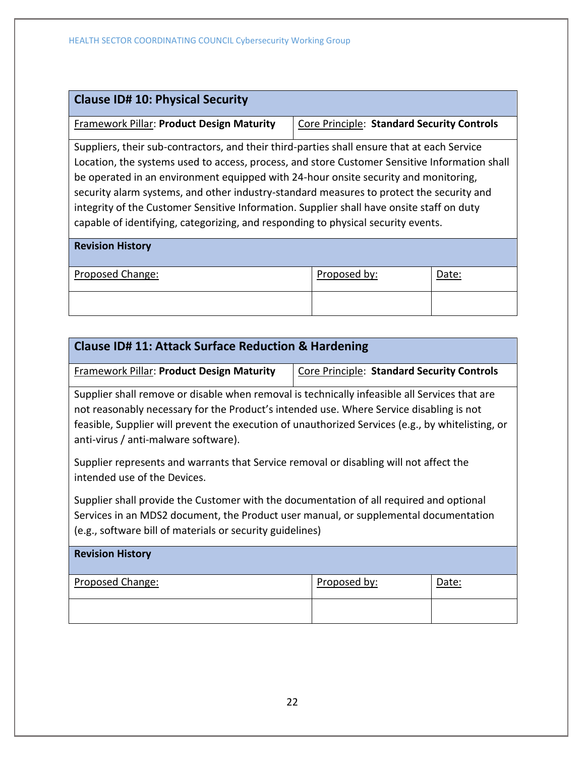## Clause ID# 10: Physical Security

| Framework Pillar: **Product Design Maturity** | Core Principle: **Standard Security Controls** |
|---|---|

Suppliers, their sub-contractors, and their third-parties shall ensure that at each Service Location, the systems used to access, process, and store Customer Sensitive Information shall be operated in an environment equipped with 24-hour onsite security and monitoring, security alarm systems, and other industry-standard measures to protect the security and integrity of the Customer Sensitive Information. Supplier shall have onsite staff on duty capable of identifying, categorizing, and responding to physical security events.

**Revision History**

| Proposed Change: | Proposed by: | Date: |
|---|---|---|
| | | |

## Clause ID# 11: Attack Surface Reduction & Hardening

| Framework Pillar: **Product Design Maturity** | Core Principle: **Standard Security Controls** |
|---|---|

Supplier shall remove or disable when removal is technically infeasible all Services that are not reasonably necessary for the Product's intended use. Where Service disabling is not feasible, Supplier will prevent the execution of unauthorized Services (e.g., by whitelisting, or anti-virus / anti-malware software).

Supplier represents and warrants that Service removal or disabling will not affect the intended use of the Devices.

Supplier shall provide the Customer with the documentation of all required and optional Services in an MDS2 document, the Product user manual, or supplemental documentation (e.g., software bill of materials or security guidelines)

**Revision History**

| Proposed Change: | Proposed by: | Date: |
|---|---|---|
| | | |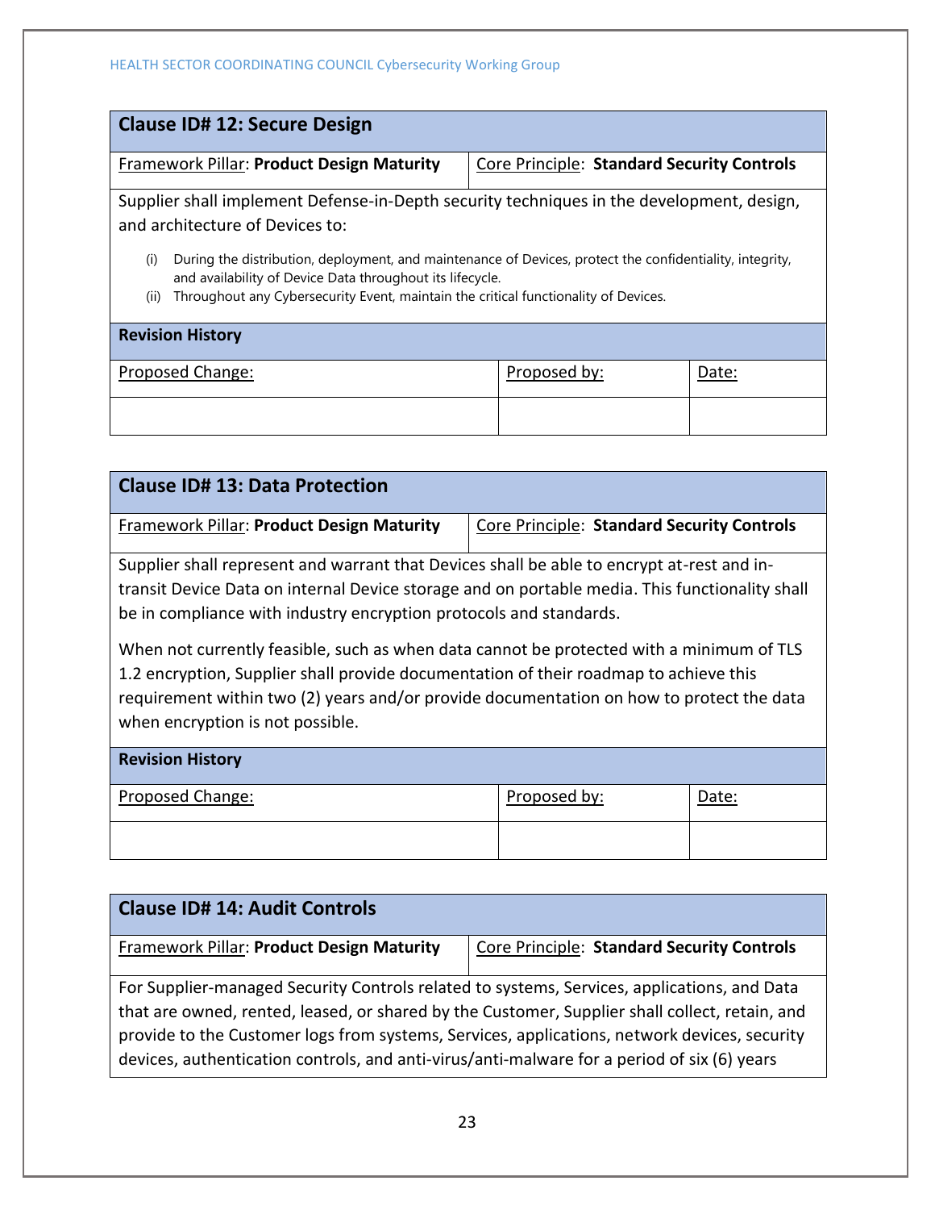## Clause ID# 12: Secure Design

| Framework Pillar: **Product Design Maturity** | Core Principle: **Standard Security Controls** |
| --- | --- |

Supplier shall implement Defense-in-Depth security techniques in the development, design, and architecture of Devices to:

(i) During the distribution, deployment, and maintenance of Devices, protect the confidentiality, integrity, and availability of Device Data throughout its lifecycle.

(ii) Throughout any Cybersecurity Event, maintain the critical functionality of Devices.

**Revision History**

| Proposed Change: | Proposed by: | Date: |
| --- | --- | --- |
| | | |

## Clause ID# 13: Data Protection

| Framework Pillar: **Product Design Maturity** | Core Principle: **Standard Security Controls** |
| --- | --- |

Supplier shall represent and warrant that Devices shall be able to encrypt at-rest and in-transit Device Data on internal Device storage and on portable media. This functionality shall be in compliance with industry encryption protocols and standards.

When not currently feasible, such as when data cannot be protected with a minimum of TLS 1.2 encryption, Supplier shall provide documentation of their roadmap to achieve this requirement within two (2) years and/or provide documentation on how to protect the data when encryption is not possible.

**Revision History**

| Proposed Change: | Proposed by: | Date: |
| --- | --- | --- |
| | | |

## Clause ID# 14: Audit Controls

| Framework Pillar: **Product Design Maturity** | Core Principle: **Standard Security Controls** |
| --- | --- |

For Supplier-managed Security Controls related to systems, Services, applications, and Data that are owned, rented, leased, or shared by the Customer, Supplier shall collect, retain, and provide to the Customer logs from systems, Services, applications, network devices, security devices, authentication controls, and anti-virus/anti-malware for a period of six (6) years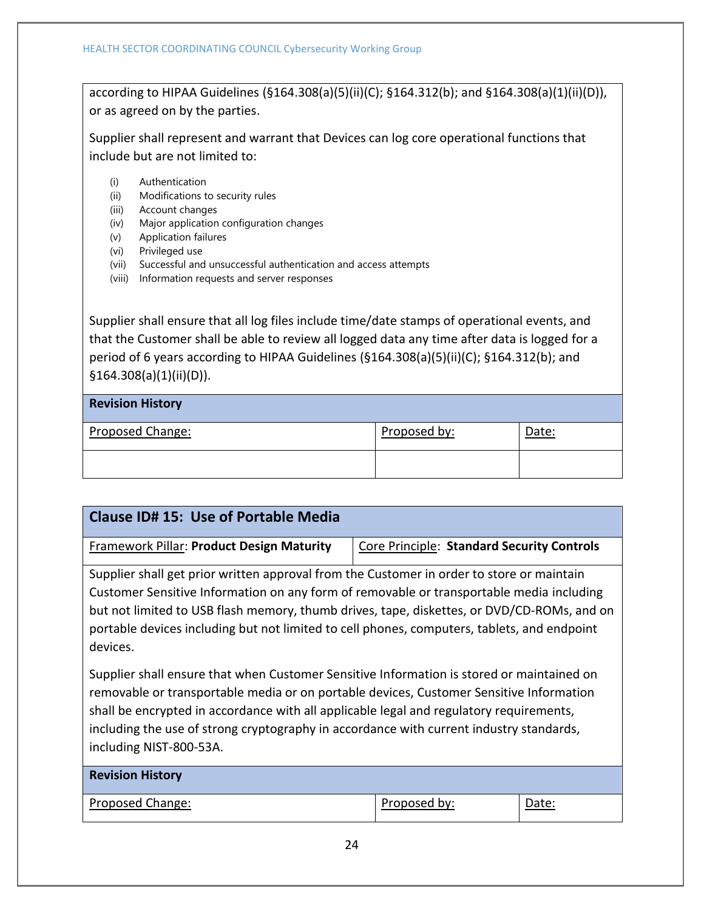according to HIPAA Guidelines (§164.308(a)(5)(ii)(C); §164.312(b); and §164.308(a)(1)(ii)(D)), or as agreed on by the parties.

Supplier shall represent and warrant that Devices can log core operational functions that include but are not limited to:

(i) Authentication
(ii) Modifications to security rules
(iii) Account changes
(iv) Major application configuration changes
(v) Application failures
(vi) Privileged use
(vii) Successful and unsuccessful authentication and access attempts
(viii) Information requests and server responses

Supplier shall ensure that all log files include time/date stamps of operational events, and that the Customer shall be able to review all logged data any time after data is logged for a period of 6 years according to HIPAA Guidelines (§164.308(a)(5)(ii)(C); §164.312(b); and §164.308(a)(1)(ii)(D)).

| Revision History | | |
|---|---|---|
| Proposed Change: | Proposed by: | Date: |
| | | |

## Clause ID# 15: Use of Portable Media

| Framework Pillar: **Product Design Maturity** | Core Principle: **Standard Security Controls** |
|---|---|

Supplier shall get prior written approval from the Customer in order to store or maintain Customer Sensitive Information on any form of removable or transportable media including but not limited to USB flash memory, thumb drives, tape, diskettes, or DVD/CD-ROMs, and on portable devices including but not limited to cell phones, computers, tablets, and endpoint devices.

Supplier shall ensure that when Customer Sensitive Information is stored or maintained on removable or transportable media or on portable devices, Customer Sensitive Information shall be encrypted in accordance with all applicable legal and regulatory requirements, including the use of strong cryptography in accordance with current industry standards, including NIST-800-53A.

| Revision History | | |
|---|---|---|
| Proposed Change: | Proposed by: | Date: |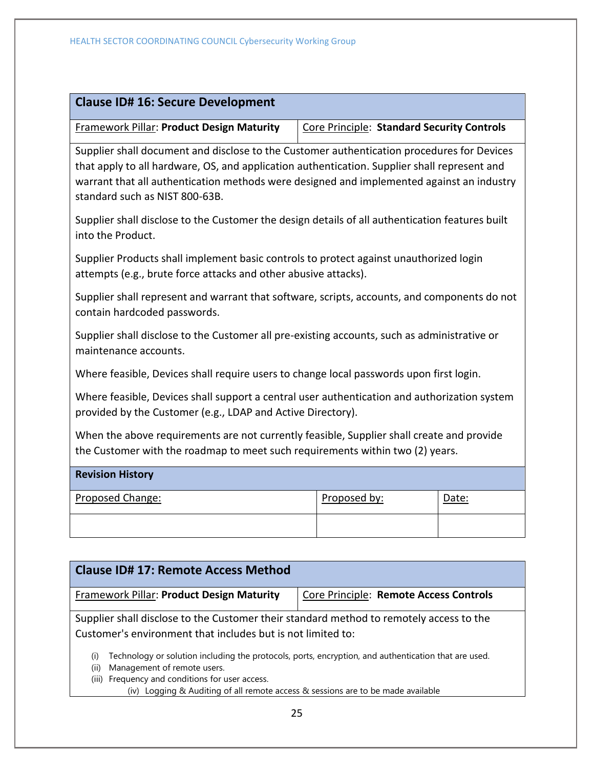## Clause ID# 16: Secure Development

| Framework Pillar: **Product Design Maturity** | Core Principle: **Standard Security Controls** |
|---|---|

Supplier shall document and disclose to the Customer authentication procedures for Devices that apply to all hardware, OS, and application authentication. Supplier shall represent and warrant that all authentication methods were designed and implemented against an industry standard such as NIST 800-63B.

Supplier shall disclose to the Customer the design details of all authentication features built into the Product.

Supplier Products shall implement basic controls to protect against unauthorized login attempts (e.g., brute force attacks and other abusive attacks).

Supplier shall represent and warrant that software, scripts, accounts, and components do not contain hardcoded passwords.

Supplier shall disclose to the Customer all pre-existing accounts, such as administrative or maintenance accounts.

Where feasible, Devices shall require users to change local passwords upon first login.

Where feasible, Devices shall support a central user authentication and authorization system provided by the Customer (e.g., LDAP and Active Directory).

When the above requirements are not currently feasible, Supplier shall create and provide the Customer with the roadmap to meet such requirements within two (2) years.

**Revision History**

| Proposed Change: | Proposed by: | Date: |
|---|---|---|
| | | |

## Clause ID# 17: Remote Access Method

| Framework Pillar: **Product Design Maturity** | Core Principle: **Remote Access Controls** |
|---|---|

Supplier shall disclose to the Customer their standard method to remotely access to the Customer's environment that includes but is not limited to:

(i) Technology or solution including the protocols, ports, encryption, and authentication that are used.
(ii) Management of remote users.
(iii) Frequency and conditions for user access.
(iv) Logging & Auditing of all remote access & sessions are to be made available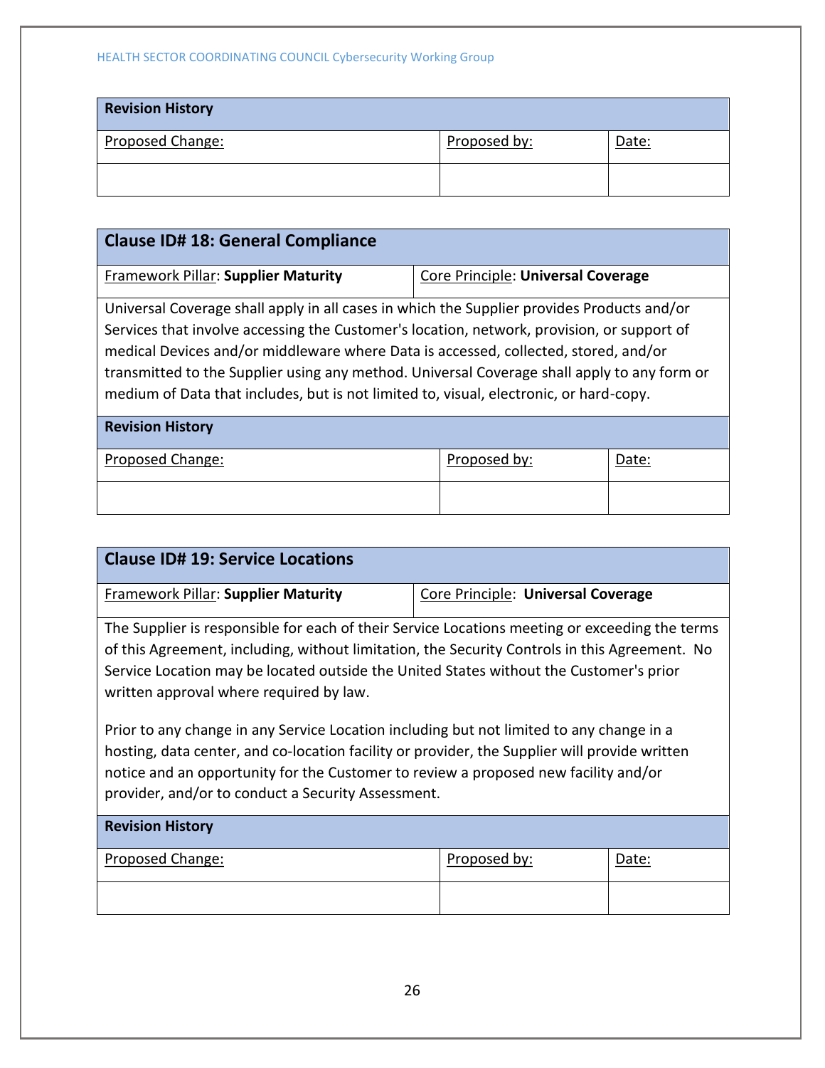| Revision History | | |
|---|---|---|
| Proposed Change: | Proposed by: | Date: |
| | | |

| Clause ID# 18: General Compliance | |
|---|---|
| Framework Pillar: **Supplier Maturity** | Core Principle: **Universal Coverage** |
| Universal Coverage shall apply in all cases in which the Supplier provides Products and/or Services that involve accessing the Customer's location, network, provision, or support of medical Devices and/or middleware where Data is accessed, collected, stored, and/or transmitted to the Supplier using any method. Universal Coverage shall apply to any form or medium of Data that includes, but is not limited to, visual, electronic, or hard-copy. | |

| Revision History | | |
|---|---|---|
| Proposed Change: | Proposed by: | Date: |
| | | |

| Clause ID# 19: Service Locations | |
|---|---|
| Framework Pillar: **Supplier Maturity** | Core Principle: **Universal Coverage** |
| The Supplier is responsible for each of their Service Locations meeting or exceeding the terms of this Agreement, including, without limitation, the Security Controls in this Agreement. No Service Location may be located outside the United States without the Customer's prior written approval where required by law.<br><br>Prior to any change in any Service Location including but not limited to any change in a hosting, data center, and co-location facility or provider, the Supplier will provide written notice and an opportunity for the Customer to review a proposed new facility and/or provider, and/or to conduct a Security Assessment. | |

| Revision History | | |
|---|---|---|
| Proposed Change: | Proposed by: | Date: |
| | | |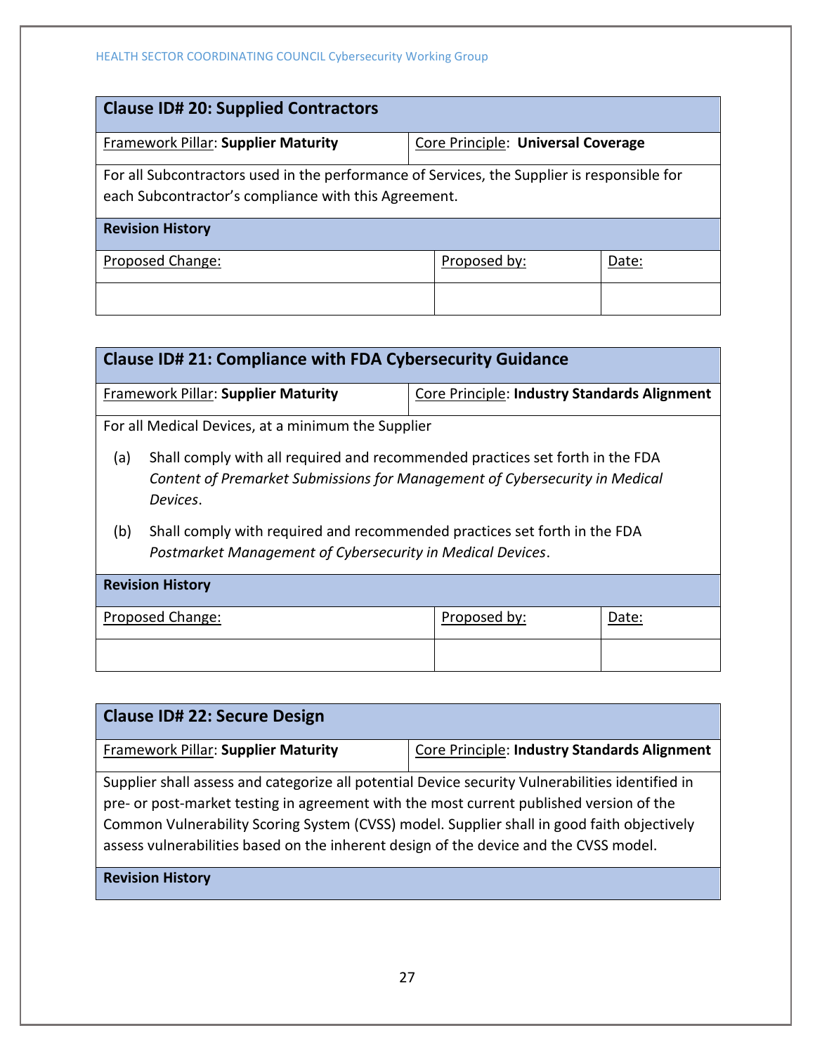| Clause ID# 20: Supplied Contractors | | |
|---|---|---|
| Framework Pillar: **Supplier Maturity** | Core Principle: **Universal Coverage** | |
| For all Subcontractors used in the performance of Services, the Supplier is responsible for each Subcontractor's compliance with this Agreement. | | |
| **Revision History** | | |
| Proposed Change: | Proposed by: | Date: |
| | | |

| Clause ID# 21: Compliance with FDA Cybersecurity Guidance | | |
|---|---|---|
| Framework Pillar: **Supplier Maturity** | Core Principle: **Industry Standards Alignment** | |
| For all Medical Devices, at a minimum the Supplier<br>(a) Shall comply with all required and recommended practices set forth in the FDA *Content of Premarket Submissions for Management of Cybersecurity in Medical Devices*.<br>(b) Shall comply with required and recommended practices set forth in the FDA *Postmarket Management of Cybersecurity in Medical Devices*. | | |
| **Revision History** | | |
| Proposed Change: | Proposed by: | Date: |
| | | |

| Clause ID# 22: Secure Design | |
|---|---|
| Framework Pillar: **Supplier Maturity** | Core Principle: **Industry Standards Alignment** |
| Supplier shall assess and categorize all potential Device security Vulnerabilities identified in pre- or post-market testing in agreement with the most current published version of the Common Vulnerability Scoring System (CVSS) model. Supplier shall in good faith objectively assess vulnerabilities based on the inherent design of the device and the CVSS model. | |
| **Revision History** | |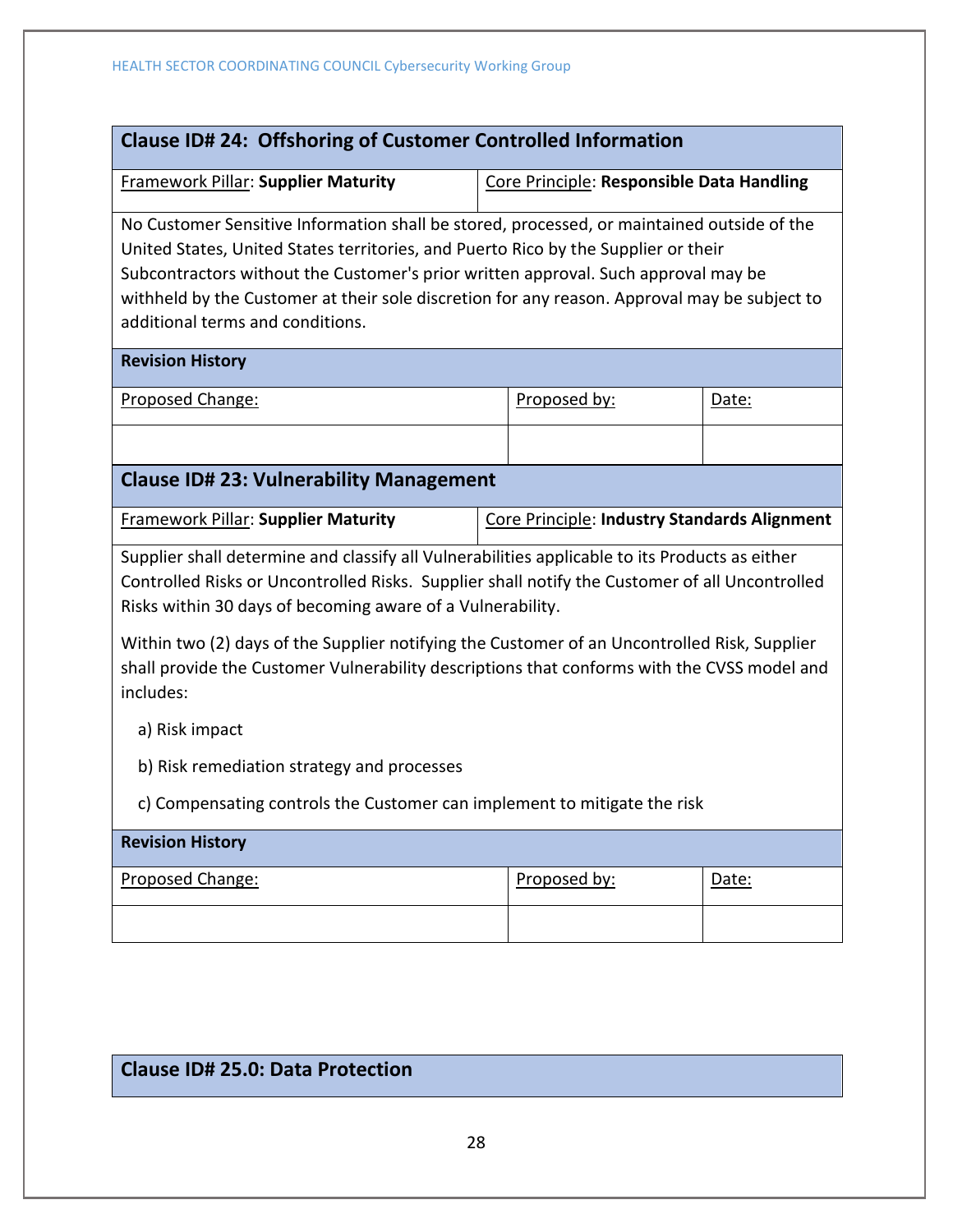## Clause ID# 24: Offshoring of Customer Controlled Information

| Framework Pillar: **Supplier Maturity** | Core Principle: **Responsible Data Handling** |
|---|---|

No Customer Sensitive Information shall be stored, processed, or maintained outside of the United States, United States territories, and Puerto Rico by the Supplier or their Subcontractors without the Customer's prior written approval. Such approval may be withheld by the Customer at their sole discretion for any reason. Approval may be subject to additional terms and conditions.

**Revision History**

| Proposed Change: | Proposed by: | Date: |
|---|---|---|
| | | |

## Clause ID# 23: Vulnerability Management

| Framework Pillar: **Supplier Maturity** | Core Principle: **Industry Standards Alignment** |
|---|---|

Supplier shall determine and classify all Vulnerabilities applicable to its Products as either Controlled Risks or Uncontrolled Risks. Supplier shall notify the Customer of all Uncontrolled Risks within 30 days of becoming aware of a Vulnerability.

Within two (2) days of the Supplier notifying the Customer of an Uncontrolled Risk, Supplier shall provide the Customer Vulnerability descriptions that conforms with the CVSS model and includes:

a) Risk impact

b) Risk remediation strategy and processes

c) Compensating controls the Customer can implement to mitigate the risk

**Revision History**

| Proposed Change: | Proposed by: | Date: |
|---|---|---|
| | | |

## Clause ID# 25.0: Data Protection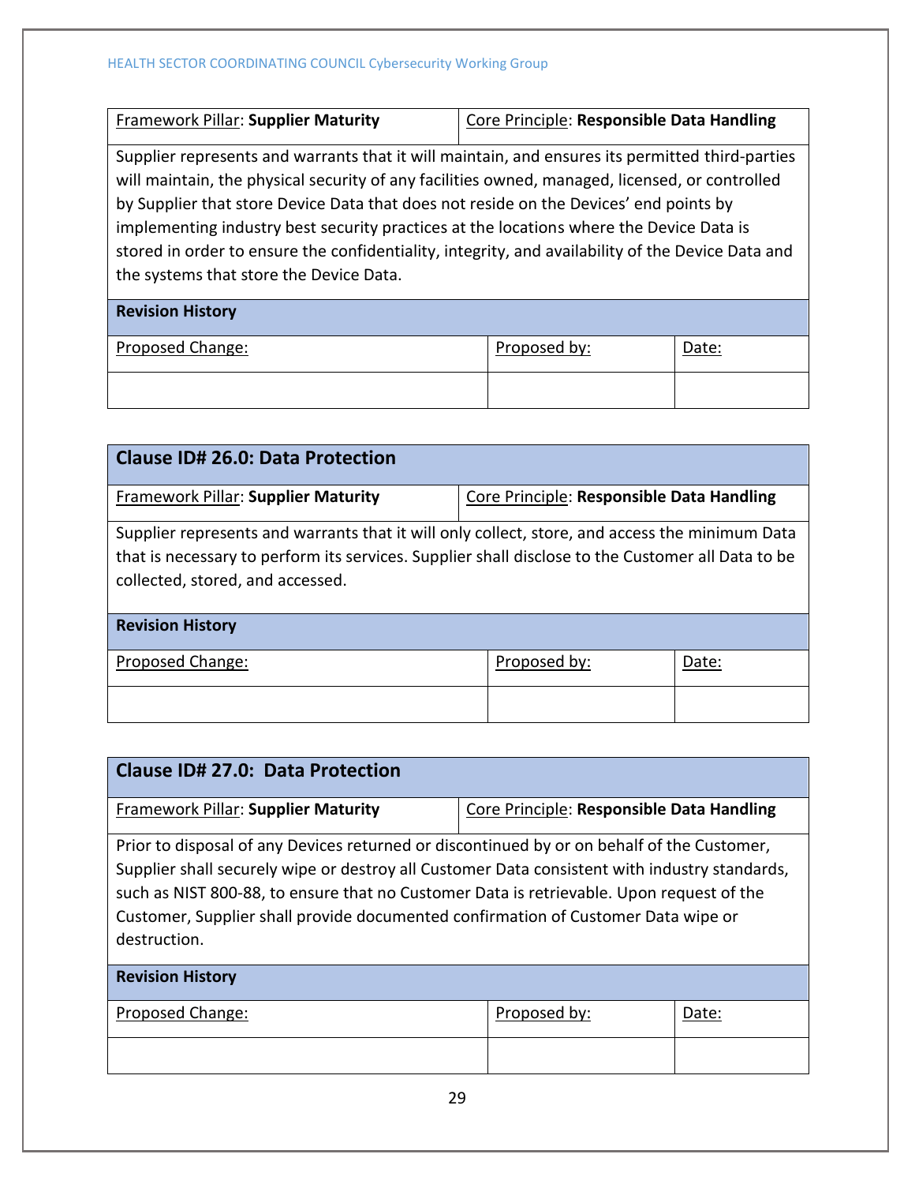| Framework Pillar: **Supplier Maturity** | Core Principle: **Responsible Data Handling** |
|---|---|

Supplier represents and warrants that it will maintain, and ensures its permitted third-parties will maintain, the physical security of any facilities owned, managed, licensed, or controlled by Supplier that store Device Data that does not reside on the Devices' end points by implementing industry best security practices at the locations where the Device Data is stored in order to ensure the confidentiality, integrity, and availability of the Device Data and the systems that store the Device Data.

**Revision History**

| Proposed Change: | Proposed by: | Date: |
|---|---|---|
| | | |

## Clause ID# 26.0: Data Protection

| Framework Pillar: **Supplier Maturity** | Core Principle: **Responsible Data Handling** |
|---|---|

Supplier represents and warrants that it will only collect, store, and access the minimum Data that is necessary to perform its services. Supplier shall disclose to the Customer all Data to be collected, stored, and accessed.

**Revision History**

| Proposed Change: | Proposed by: | Date: |
|---|---|---|
| | | |

## Clause ID# 27.0: Data Protection

| Framework Pillar: **Supplier Maturity** | Core Principle: **Responsible Data Handling** |
|---|---|

Prior to disposal of any Devices returned or discontinued by or on behalf of the Customer, Supplier shall securely wipe or destroy all Customer Data consistent with industry standards, such as NIST 800-88, to ensure that no Customer Data is retrievable. Upon request of the Customer, Supplier shall provide documented confirmation of Customer Data wipe or destruction.

**Revision History**

| Proposed Change: | Proposed by: | Date: |
|---|---|---|
| | | |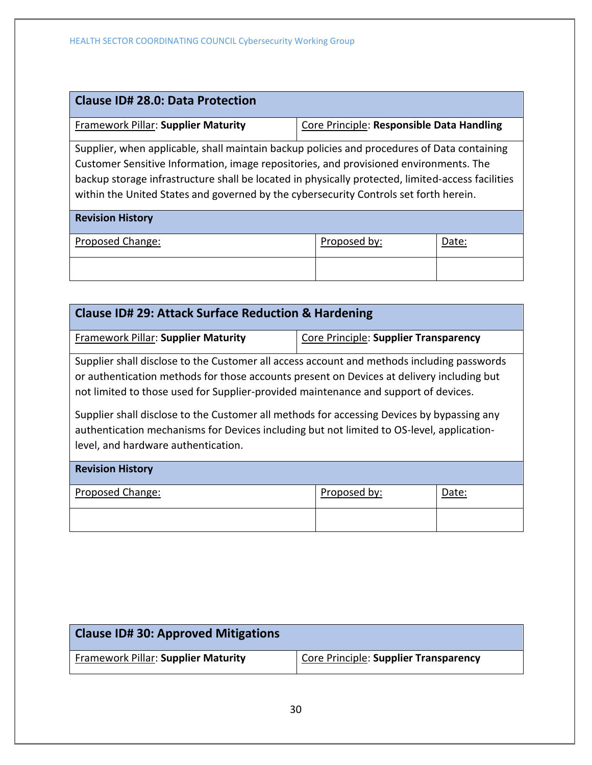| Clause ID# 28.0: Data Protection | |
|---|---|
| Framework Pillar: **Supplier Maturity** | Core Principle: **Responsible Data Handling** |
| Supplier, when applicable, shall maintain backup policies and procedures of Data containing Customer Sensitive Information, image repositories, and provisioned environments. The backup storage infrastructure shall be located in physically protected, limited-access facilities within the United States and governed by the cybersecurity Controls set forth herein. | |

| Revision History | | |
|---|---|---|
| Proposed Change: | Proposed by: | Date: |
| | | |

| Clause ID# 29: Attack Surface Reduction & Hardening | |
|---|---|
| Framework Pillar: **Supplier Maturity** | Core Principle: **Supplier Transparency** |
| Supplier shall disclose to the Customer all access account and methods including passwords or authentication methods for those accounts present on Devices at delivery including but not limited to those used for Supplier-provided maintenance and support of devices.<br><br>Supplier shall disclose to the Customer all methods for accessing Devices by bypassing any authentication mechanisms for Devices including but not limited to OS-level, application-level, and hardware authentication. | |

| Revision History | | |
|---|---|---|
| Proposed Change: | Proposed by: | Date: |
| | | |

| Clause ID# 30: Approved Mitigations | |
|---|---|
| Framework Pillar: **Supplier Maturity** | Core Principle: **Supplier Transparency** |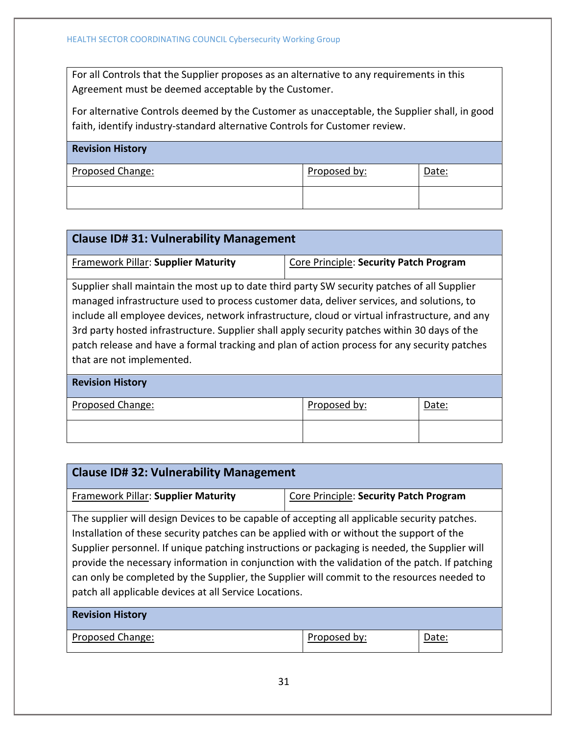For all Controls that the Supplier proposes as an alternative to any requirements in this Agreement must be deemed acceptable by the Customer.

For alternative Controls deemed by the Customer as unacceptable, the Supplier shall, in good faith, identify industry-standard alternative Controls for Customer review.

| **Revision History** | | |
|---|---|---|
| Proposed Change: | Proposed by: | Date: |
| | | |

## Clause ID# 31: Vulnerability Management

| Framework Pillar: **Supplier Maturity** | Core Principle: **Security Patch Program** |
|---|---|

Supplier shall maintain the most up to date third party SW security patches of all Supplier managed infrastructure used to process customer data, deliver services, and solutions, to include all employee devices, network infrastructure, cloud or virtual infrastructure, and any 3rd party hosted infrastructure. Supplier shall apply security patches within 30 days of the patch release and have a formal tracking and plan of action process for any security patches that are not implemented.

| **Revision History** | | |
|---|---|---|
| Proposed Change: | Proposed by: | Date: |
| | | |

## Clause ID# 32: Vulnerability Management

| Framework Pillar: **Supplier Maturity** | Core Principle: **Security Patch Program** |
|---|---|

The supplier will design Devices to be capable of accepting all applicable security patches. Installation of these security patches can be applied with or without the support of the Supplier personnel. If unique patching instructions or packaging is needed, the Supplier will provide the necessary information in conjunction with the validation of the patch. If patching can only be completed by the Supplier, the Supplier will commit to the resources needed to patch all applicable devices at all Service Locations.

| **Revision History** | | |
|---|---|---|
| Proposed Change: | Proposed by: | Date: |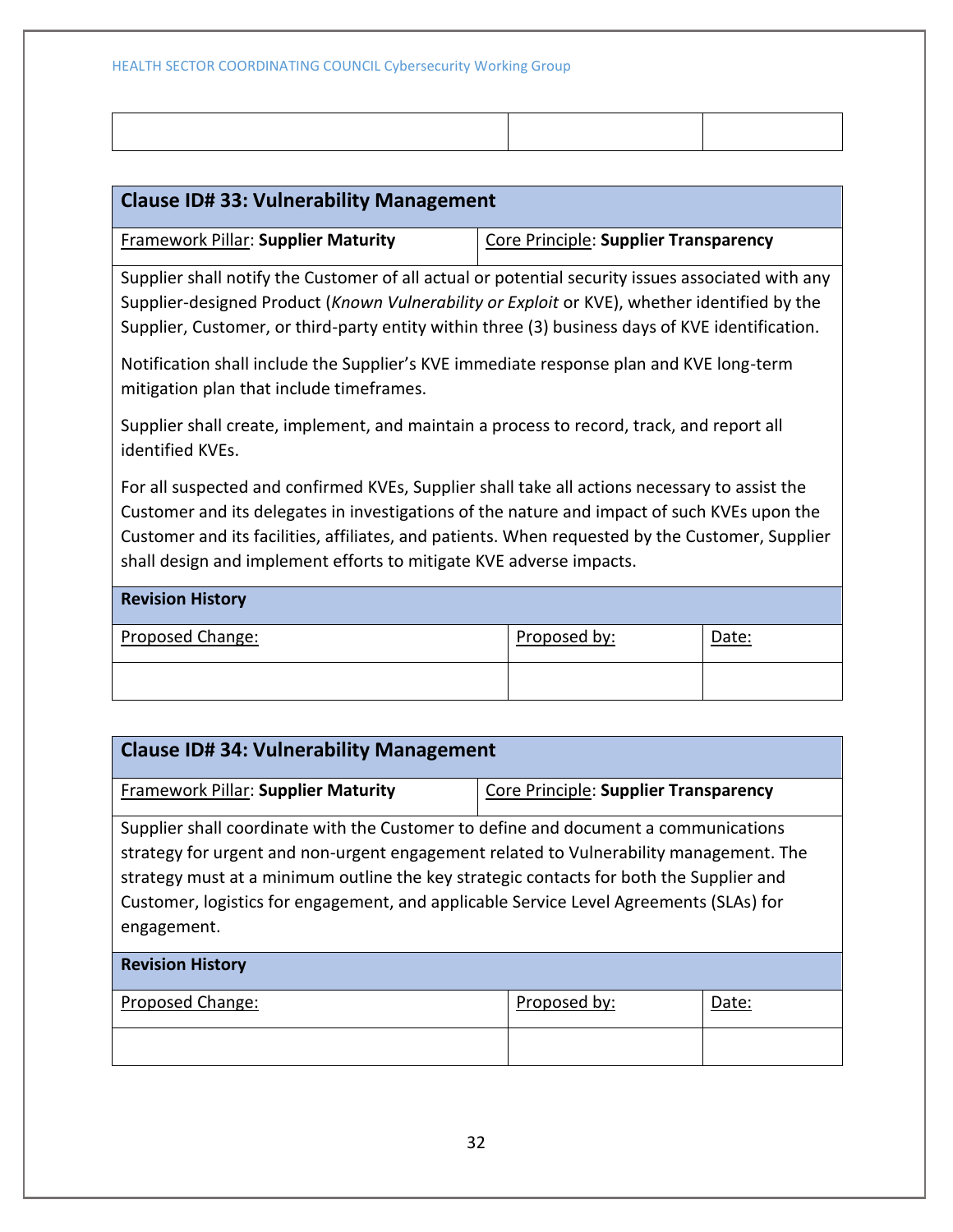| | | |
|---|---|---|
| | | |

## Clause ID# 33: Vulnerability Management

| Framework Pillar: **Supplier Maturity** | Core Principle: **Supplier Transparency** |
|---|---|

Supplier shall notify the Customer of all actual or potential security issues associated with any Supplier-designed Product (*Known Vulnerability or Exploit* or KVE), whether identified by the Supplier, Customer, or third-party entity within three (3) business days of KVE identification.

Notification shall include the Supplier's KVE immediate response plan and KVE long-term mitigation plan that include timeframes.

Supplier shall create, implement, and maintain a process to record, track, and report all identified KVEs.

For all suspected and confirmed KVEs, Supplier shall take all actions necessary to assist the Customer and its delegates in investigations of the nature and impact of such KVEs upon the Customer and its facilities, affiliates, and patients. When requested by the Customer, Supplier shall design and implement efforts to mitigate KVE adverse impacts.

**Revision History**

| Proposed Change: | Proposed by: | Date: |
|---|---|---|
| | | |

## Clause ID# 34: Vulnerability Management

| Framework Pillar: **Supplier Maturity** | Core Principle: **Supplier Transparency** |
|---|---|

Supplier shall coordinate with the Customer to define and document a communications strategy for urgent and non-urgent engagement related to Vulnerability management. The strategy must at a minimum outline the key strategic contacts for both the Supplier and Customer, logistics for engagement, and applicable Service Level Agreements (SLAs) for engagement.

**Revision History**

| Proposed Change: | Proposed by: | Date: |
|---|---|---|
| | | |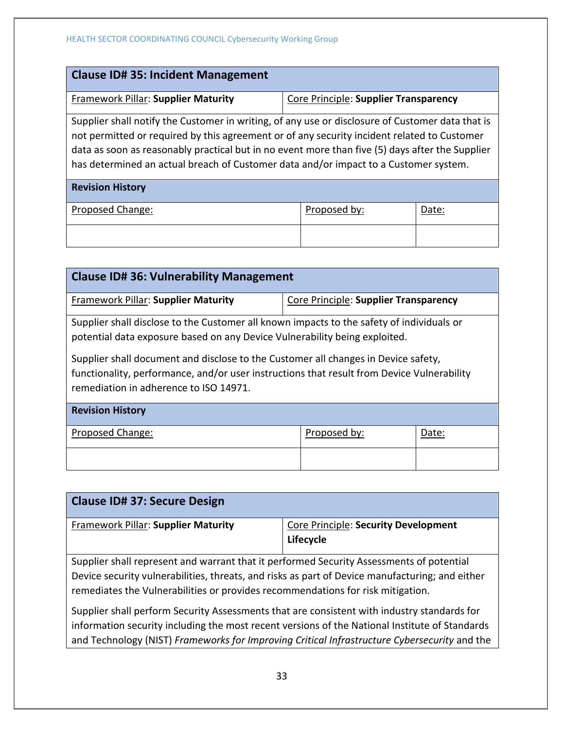## Clause ID# 35: Incident Management

| Framework Pillar: **Supplier Maturity** | Core Principle: **Supplier Transparency** |
|---|---|

Supplier shall notify the Customer in writing, of any use or disclosure of Customer data that is not permitted or required by this agreement or of any security incident related to Customer data as soon as reasonably practical but in no event more than five (5) days after the Supplier has determined an actual breach of Customer data and/or impact to a Customer system.

**Revision History**

| Proposed Change: | Proposed by: | Date: |
|---|---|---|
| | | |

## Clause ID# 36: Vulnerability Management

| Framework Pillar: **Supplier Maturity** | Core Principle: **Supplier Transparency** |
|---|---|

Supplier shall disclose to the Customer all known impacts to the safety of individuals or potential data exposure based on any Device Vulnerability being exploited.

Supplier shall document and disclose to the Customer all changes in Device safety, functionality, performance, and/or user instructions that result from Device Vulnerability remediation in adherence to ISO 14971.

**Revision History**

| Proposed Change: | Proposed by: | Date: |
|---|---|---|
| | | |

## Clause ID# 37: Secure Design

| Framework Pillar: **Supplier Maturity** | Core Principle: **Security Development Lifecycle** |
|---|---|

Supplier shall represent and warrant that it performed Security Assessments of potential Device security vulnerabilities, threats, and risks as part of Device manufacturing; and either remediates the Vulnerabilities or provides recommendations for risk mitigation.

Supplier shall perform Security Assessments that are consistent with industry standards for information security including the most recent versions of the National Institute of Standards and Technology (NIST) *Frameworks for Improving Critical Infrastructure Cybersecurity* and the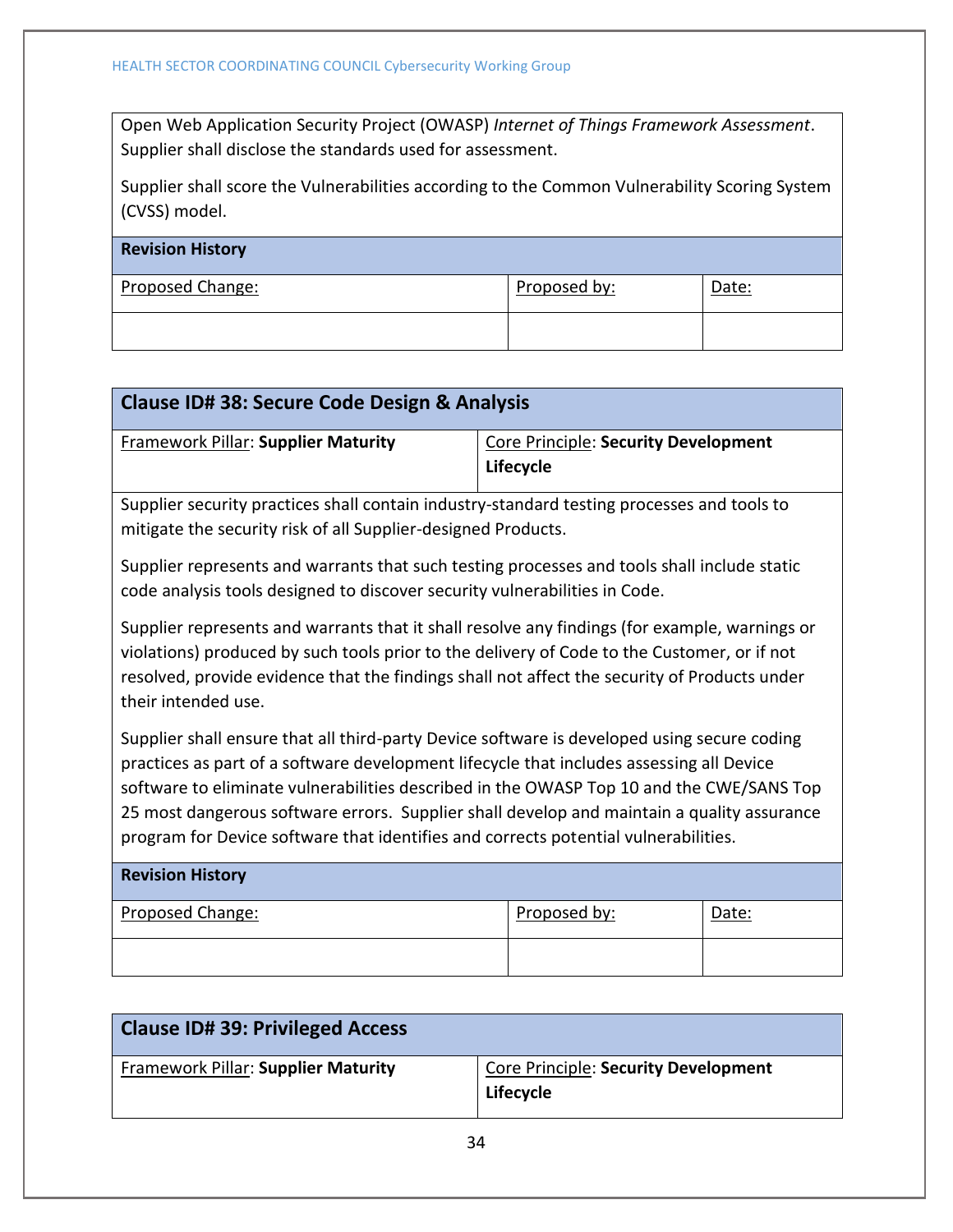Open Web Application Security Project (OWASP) *Internet of Things Framework Assessment*. Supplier shall disclose the standards used for assessment.

Supplier shall score the Vulnerabilities according to the Common Vulnerability Scoring System (CVSS) model.

**Revision History**

| Proposed Change: | Proposed by: | Date: |
|---|---|---|
| | | |

## Clause ID# 38: Secure Code Design & Analysis

| Framework Pillar: **Supplier Maturity** | Core Principle: **Security Development Lifecycle** |
|---|---|

Supplier security practices shall contain industry-standard testing processes and tools to mitigate the security risk of all Supplier-designed Products.

Supplier represents and warrants that such testing processes and tools shall include static code analysis tools designed to discover security vulnerabilities in Code.

Supplier represents and warrants that it shall resolve any findings (for example, warnings or violations) produced by such tools prior to the delivery of Code to the Customer, or if not resolved, provide evidence that the findings shall not affect the security of Products under their intended use.

Supplier shall ensure that all third-party Device software is developed using secure coding practices as part of a software development lifecycle that includes assessing all Device software to eliminate vulnerabilities described in the OWASP Top 10 and the CWE/SANS Top 25 most dangerous software errors. Supplier shall develop and maintain a quality assurance program for Device software that identifies and corrects potential vulnerabilities.

**Revision History**

| Proposed Change: | Proposed by: | Date: |
|---|---|---|
| | | |

## Clause ID# 39: Privileged Access

| Framework Pillar: **Supplier Maturity** | Core Principle: **Security Development Lifecycle** |
|---|---|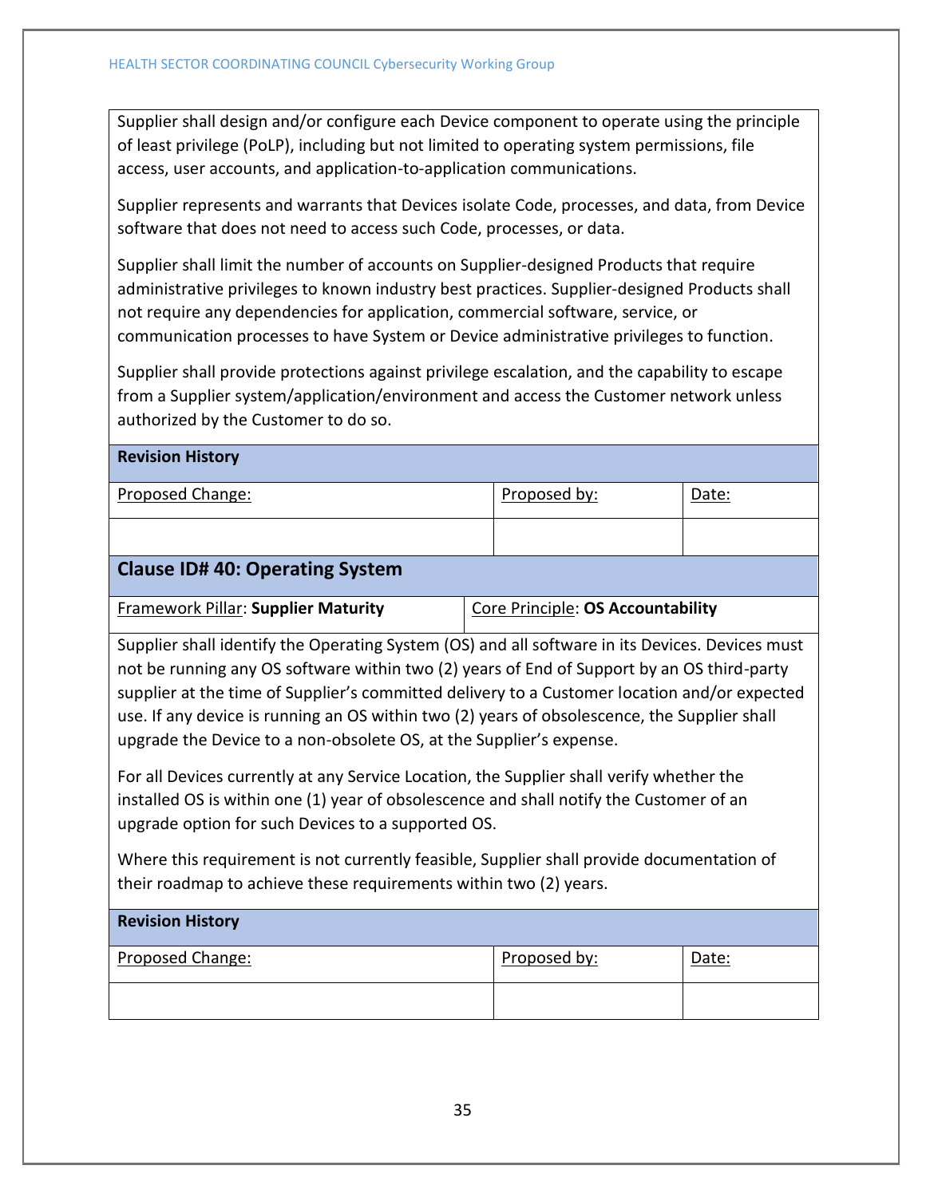Supplier shall design and/or configure each Device component to operate using the principle of least privilege (PoLP), including but not limited to operating system permissions, file access, user accounts, and application-to-application communications.

Supplier represents and warrants that Devices isolate Code, processes, and data, from Device software that does not need to access such Code, processes, or data.

Supplier shall limit the number of accounts on Supplier-designed Products that require administrative privileges to known industry best practices. Supplier-designed Products shall not require any dependencies for application, commercial software, service, or communication processes to have System or Device administrative privileges to function.

Supplier shall provide protections against privilege escalation, and the capability to escape from a Supplier system/application/environment and access the Customer network unless authorized by the Customer to do so.

**Revision History**

| Proposed Change: | Proposed by: | Date: |
| --- | --- | --- |
| | | |

## Clause ID# 40: Operating System

| Framework Pillar: **Supplier Maturity** | Core Principle: **OS Accountability** |
| --- | --- |

Supplier shall identify the Operating System (OS) and all software in its Devices. Devices must not be running any OS software within two (2) years of End of Support by an OS third-party supplier at the time of Supplier's committed delivery to a Customer location and/or expected use. If any device is running an OS within two (2) years of obsolescence, the Supplier shall upgrade the Device to a non-obsolete OS, at the Supplier's expense.

For all Devices currently at any Service Location, the Supplier shall verify whether the installed OS is within one (1) year of obsolescence and shall notify the Customer of an upgrade option for such Devices to a supported OS.

Where this requirement is not currently feasible, Supplier shall provide documentation of their roadmap to achieve these requirements within two (2) years.

**Revision History**

| Proposed Change: | Proposed by: | Date: |
| --- | --- | --- |
| | | |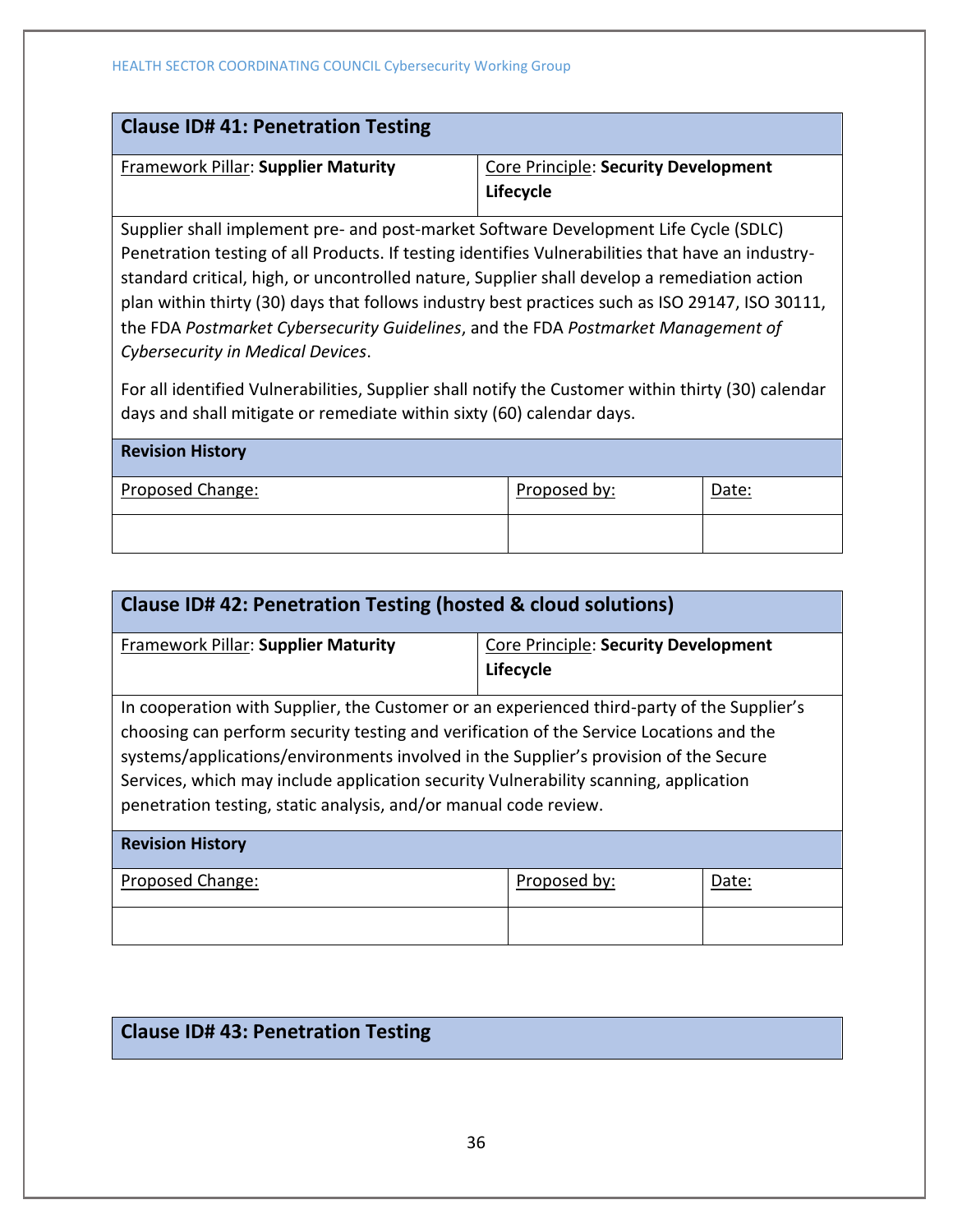| Clause ID# 41: Penetration Testing | | |
|---|---|---|
| Framework Pillar: **Supplier Maturity** | Core Principle: **Security Development Lifecycle** | |

Supplier shall implement pre- and post-market Software Development Life Cycle (SDLC) Penetration testing of all Products. If testing identifies Vulnerabilities that have an industry-standard critical, high, or uncontrolled nature, Supplier shall develop a remediation action plan within thirty (30) days that follows industry best practices such as ISO 29147, ISO 30111, the FDA *Postmarket Cybersecurity Guidelines*, and the FDA *Postmarket Management of Cybersecurity in Medical Devices*.

For all identified Vulnerabilities, Supplier shall notify the Customer within thirty (30) calendar days and shall mitigate or remediate within sixty (60) calendar days.

**Revision History**

| Proposed Change: | Proposed by: | Date: |
|---|---|---|
| | | |

| Clause ID# 42: Penetration Testing (hosted & cloud solutions) | |
|---|---|
| Framework Pillar: **Supplier Maturity** | Core Principle: **Security Development Lifecycle** |

In cooperation with Supplier, the Customer or an experienced third-party of the Supplier's choosing can perform security testing and verification of the Service Locations and the systems/applications/environments involved in the Supplier's provision of the Secure Services, which may include application security Vulnerability scanning, application penetration testing, static analysis, and/or manual code review.

**Revision History**

| Proposed Change: | Proposed by: | Date: |
|---|---|---|
| | | |

**Clause ID# 43: Penetration Testing**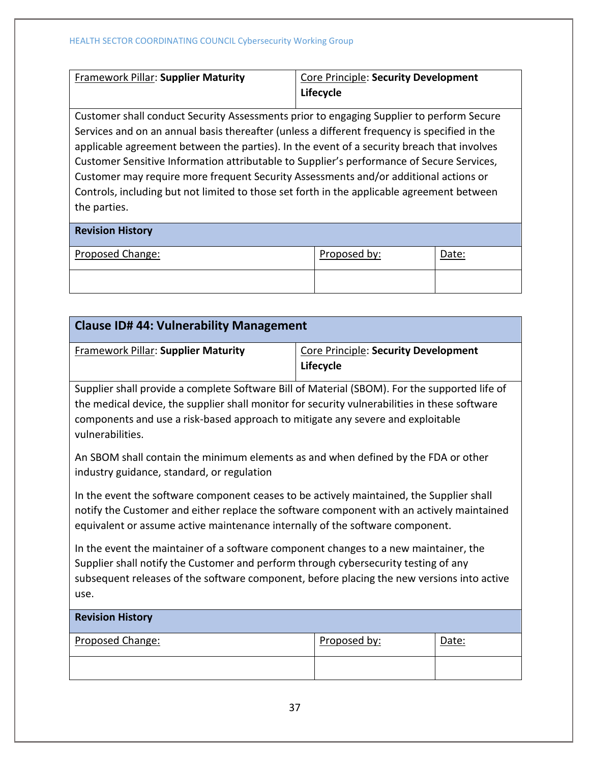| Framework Pillar: **Supplier Maturity** | Core Principle: **Security Development Lifecycle** |
|---|---|

Customer shall conduct Security Assessments prior to engaging Supplier to perform Secure Services and on an annual basis thereafter (unless a different frequency is specified in the applicable agreement between the parties). In the event of a security breach that involves Customer Sensitive Information attributable to Supplier's performance of Secure Services, Customer may require more frequent Security Assessments and/or additional actions or Controls, including but not limited to those set forth in the applicable agreement between the parties.

**Revision History**

| Proposed Change: | Proposed by: | Date: |
|---|---|---|
| | | |

## Clause ID# 44: Vulnerability Management

| Framework Pillar: **Supplier Maturity** | Core Principle: **Security Development Lifecycle** |
|---|---|

Supplier shall provide a complete Software Bill of Material (SBOM). For the supported life of the medical device, the supplier shall monitor for security vulnerabilities in these software components and use a risk-based approach to mitigate any severe and exploitable vulnerabilities.

An SBOM shall contain the minimum elements as and when defined by the FDA or other industry guidance, standard, or regulation

In the event the software component ceases to be actively maintained, the Supplier shall notify the Customer and either replace the software component with an actively maintained equivalent or assume active maintenance internally of the software component.

In the event the maintainer of a software component changes to a new maintainer, the Supplier shall notify the Customer and perform through cybersecurity testing of any subsequent releases of the software component, before placing the new versions into active use.

**Revision History**

| Proposed Change: | Proposed by: | Date: |
|---|---|---|
| | | |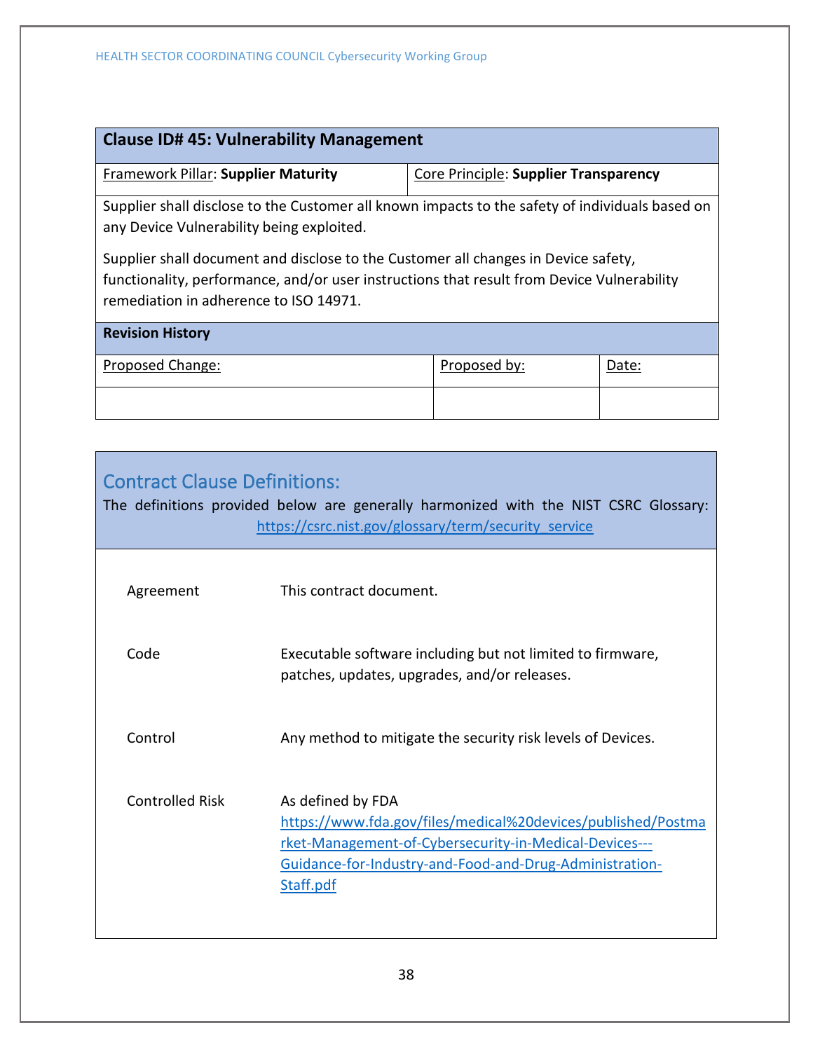| **Clause ID# 45: Vulnerability Management** | | |
|---|---|---|
| Framework Pillar: **Supplier Maturity** | Core Principle: **Supplier Transparency** | |
| Supplier shall disclose to the Customer all known impacts to the safety of individuals based on any Device Vulnerability being exploited.<br><br>Supplier shall document and disclose to the Customer all changes in Device safety, functionality, performance, and/or user instructions that result from Device Vulnerability remediation in adherence to ISO 14971. | | |
| **Revision History** | | |
| Proposed Change: | Proposed by: | Date: |
| | | |

## Contract Clause Definitions:

The definitions provided below are generally harmonized with the NIST CSRC Glossary: https://csrc.nist.gov/glossary/term/security_service

| Term | Definition |
|---|---|
| Agreement | This contract document. |
| Code | Executable software including but not limited to firmware, patches, updates, upgrades, and/or releases. |
| Control | Any method to mitigate the security risk levels of Devices. |
| Controlled Risk | As defined by FDA https://www.fda.gov/files/medical%20devices/published/Postmarket-Management-of-Cybersecurity-in-Medical-Devices---Guidance-for-Industry-and-Food-and-Drug-Administration-Staff.pdf |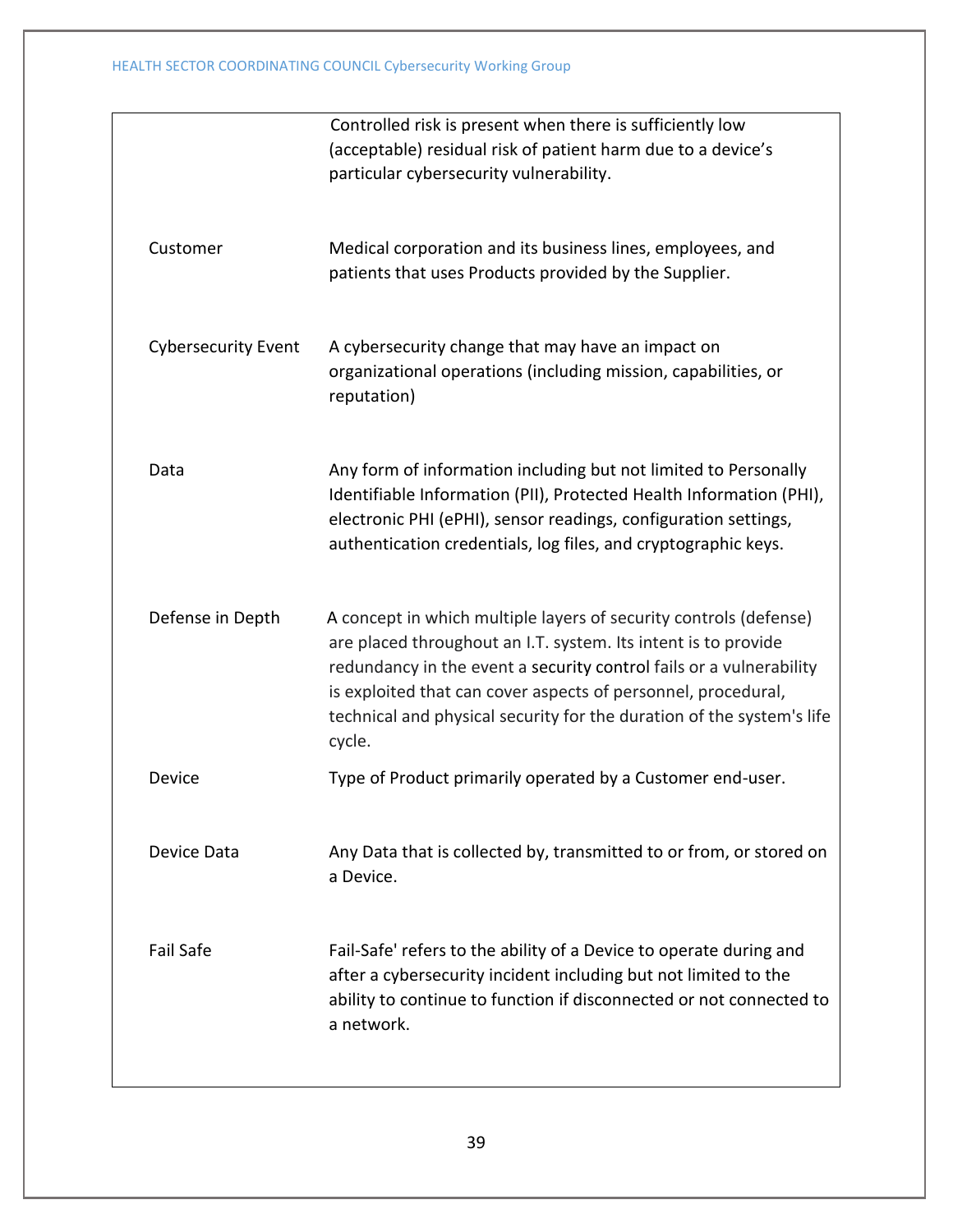| | |
|---|---|
| | Controlled risk is present when there is sufficiently low (acceptable) residual risk of patient harm due to a device's particular cybersecurity vulnerability. |
| Customer | Medical corporation and its business lines, employees, and patients that uses Products provided by the Supplier. |
| Cybersecurity Event | A cybersecurity change that may have an impact on organizational operations (including mission, capabilities, or reputation) |
| Data | Any form of information including but not limited to Personally Identifiable Information (PII), Protected Health Information (PHI), electronic PHI (ePHI), sensor readings, configuration settings, authentication credentials, log files, and cryptographic keys. |
| Defense in Depth | A concept in which multiple layers of security controls (defense) are placed throughout an I.T. system. Its intent is to provide redundancy in the event a security control fails or a vulnerability is exploited that can cover aspects of personnel, procedural, technical and physical security for the duration of the system's life cycle. |
| Device | Type of Product primarily operated by a Customer end-user. |
| Device Data | Any Data that is collected by, transmitted to or from, or stored on a Device. |
| Fail Safe | Fail-Safe' refers to the ability of a Device to operate during and after a cybersecurity incident including but not limited to the ability to continue to function if disconnected or not connected to a network. |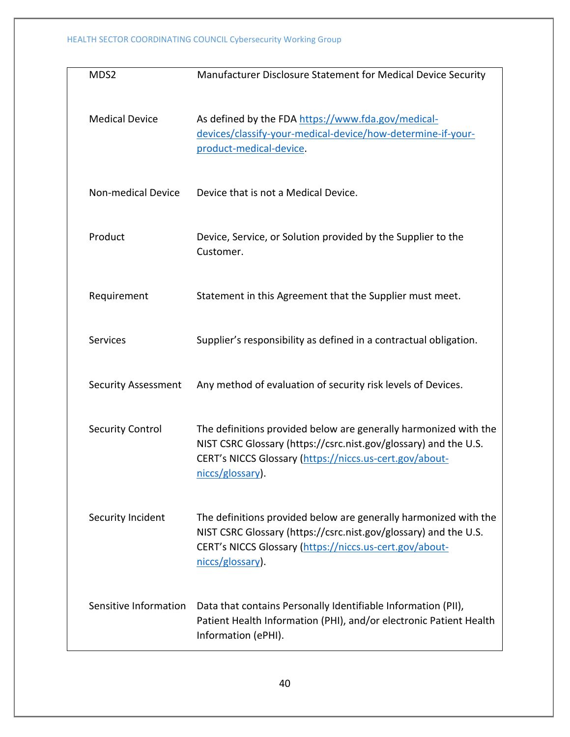| | |
|---|---|
| MDS2 | Manufacturer Disclosure Statement for Medical Device Security |
| Medical Device | As defined by the FDA [https://www.fda.gov/medical-devices/classify-your-medical-device/how-determine-if-your-product-medical-device](https://www.fda.gov/medical-devices/classify-your-medical-device/how-determine-if-your-product-medical-device). |
| Non-medical Device | Device that is not a Medical Device. |
| Product | Device, Service, or Solution provided by the Supplier to the Customer. |
| Requirement | Statement in this Agreement that the Supplier must meet. |
| Services | Supplier's responsibility as defined in a contractual obligation. |
| Security Assessment | Any method of evaluation of security risk levels of Devices. |
| Security Control | The definitions provided below are generally harmonized with the NIST CSRC Glossary (https://csrc.nist.gov/glossary) and the U.S. CERT's NICCS Glossary ([https://niccs.us-cert.gov/about-niccs/glossary](https://niccs.us-cert.gov/about-niccs/glossary)). |
| Security Incident | The definitions provided below are generally harmonized with the NIST CSRC Glossary (https://csrc.nist.gov/glossary) and the U.S. CERT's NICCS Glossary ([https://niccs.us-cert.gov/about-niccs/glossary](https://niccs.us-cert.gov/about-niccs/glossary)). |
| Sensitive Information | Data that contains Personally Identifiable Information (PII), Patient Health Information (PHI), and/or electronic Patient Health Information (ePHI). |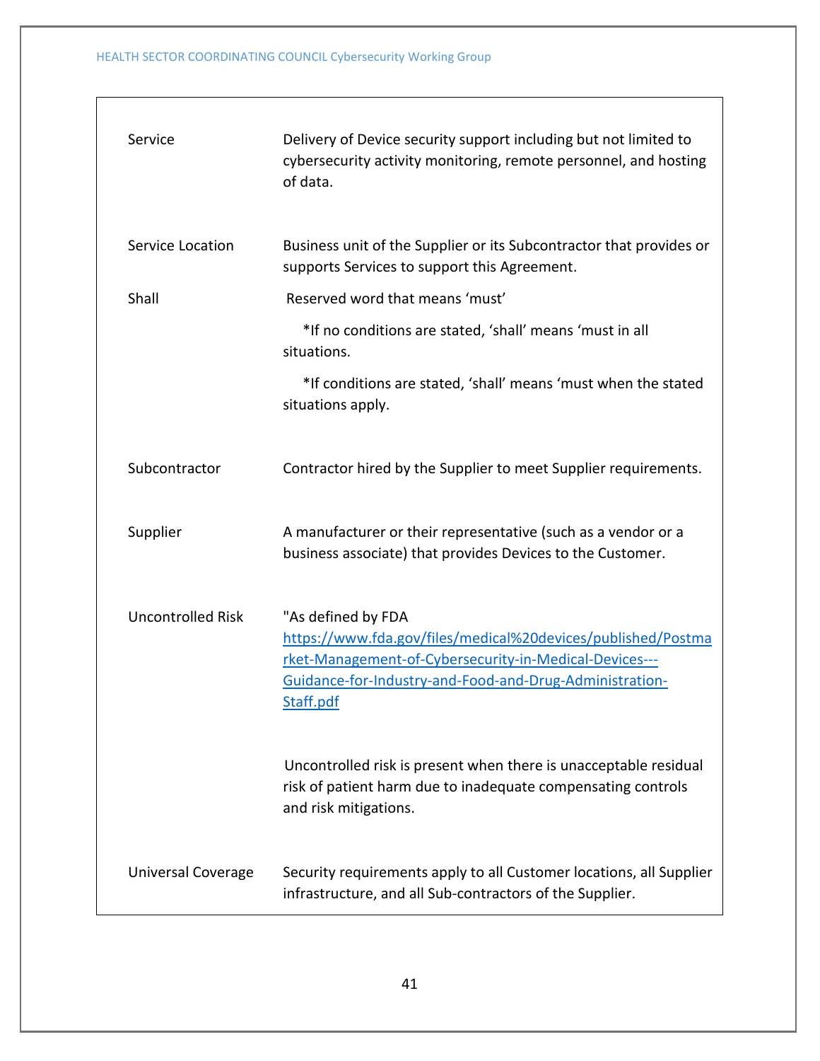| | |
|---|---|
| Service | Delivery of Device security support including but not limited to cybersecurity activity monitoring, remote personnel, and hosting of data. |
| Service Location | Business unit of the Supplier or its Subcontractor that provides or supports Services to support this Agreement. |
| Shall | Reserved word that means 'must'<br><br>*If no conditions are stated, 'shall' means 'must in all situations.<br><br>*If conditions are stated, 'shall' means 'must when the stated situations apply. |
| Subcontractor | Contractor hired by the Supplier to meet Supplier requirements. |
| Supplier | A manufacturer or their representative (such as a vendor or a business associate) that provides Devices to the Customer. |
| Uncontrolled Risk | "As defined by FDA [https://www.fda.gov/files/medical%20devices/published/Postmarket-Management-of-Cybersecurity-in-Medical-Devices---Guidance-for-Industry-and-Food-and-Drug-Administration-Staff.pdf](https://www.fda.gov/files/medical%20devices/published/Postmarket-Management-of-Cybersecurity-in-Medical-Devices---Guidance-for-Industry-and-Food-and-Drug-Administration-Staff.pdf)<br><br>Uncontrolled risk is present when there is unacceptable residual risk of patient harm due to inadequate compensating controls and risk mitigations. |
| Universal Coverage | Security requirements apply to all Customer locations, all Supplier infrastructure, and all Sub-contractors of the Supplier. |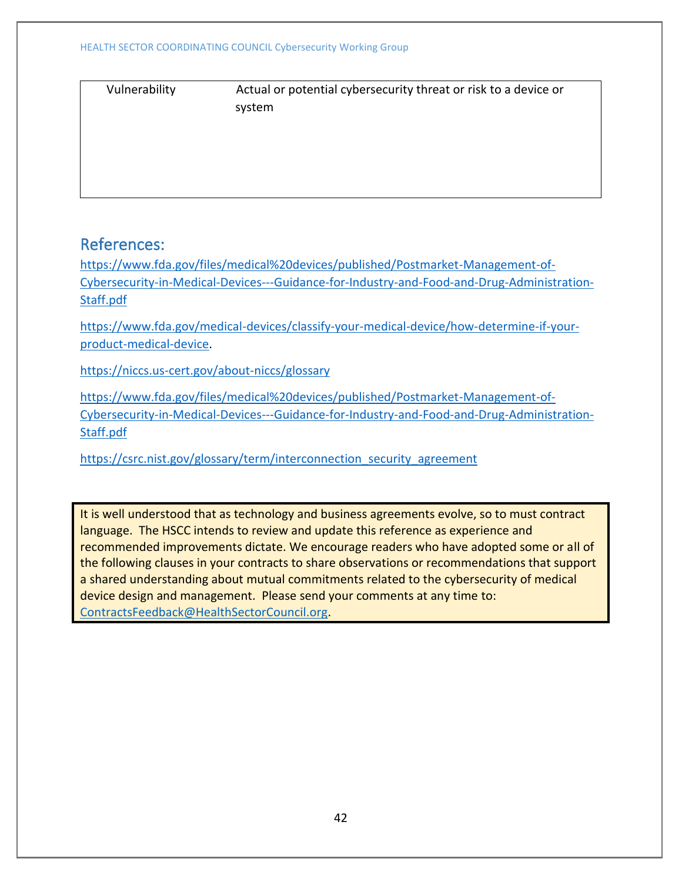| Vulnerability | Actual or potential cybersecurity threat or risk to a device or system |
|---|---|

## References:

https://www.fda.gov/files/medical%20devices/published/Postmarket-Management-of-Cybersecurity-in-Medical-Devices---Guidance-for-Industry-and-Food-and-Drug-Administration-Staff.pdf

https://www.fda.gov/medical-devices/classify-your-medical-device/how-determine-if-your-product-medical-device.

https://niccs.us-cert.gov/about-niccs/glossary

https://www.fda.gov/files/medical%20devices/published/Postmarket-Management-of-Cybersecurity-in-Medical-Devices---Guidance-for-Industry-and-Food-and-Drug-Administration-Staff.pdf

https://csrc.nist.gov/glossary/term/interconnection_security_agreement

It is well understood that as technology and business agreements evolve, so to must contract language. The HSCC intends to review and update this reference as experience and recommended improvements dictate. We encourage readers who have adopted some or all of the following clauses in your contracts to share observations or recommendations that support a shared understanding about mutual commitments related to the cybersecurity of medical device design and management. Please send your comments at any time to: ContractsFeedback@HealthSectorCouncil.org.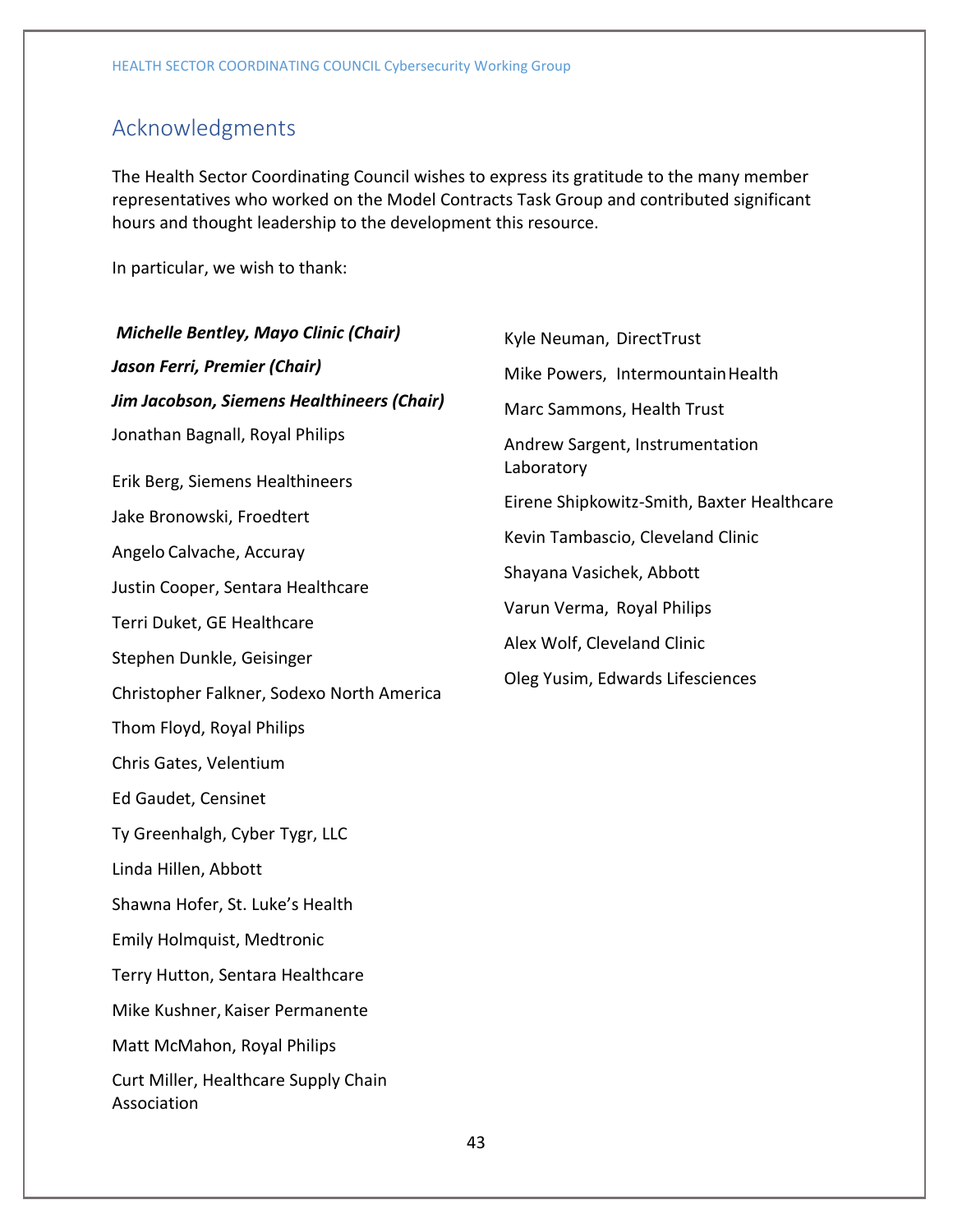## Acknowledgments

The Health Sector Coordinating Council wishes to express its gratitude to the many member representatives who worked on the Model Contracts Task Group and contributed significant hours and thought leadership to the development this resource.

In particular, we wish to thank:

***Michelle Bentley, Mayo Clinic (Chair)***

***Jason Ferri, Premier (Chair)***

***Jim Jacobson, Siemens Healthineers (Chair)***

Jonathan Bagnall, Royal Philips

Erik Berg, Siemens Healthineers

Jake Bronowski, Froedtert

Angelo Calvache, Accuray

Justin Cooper, Sentara Healthcare

Terri Duket, GE Healthcare

Stephen Dunkle, Geisinger

Christopher Falkner, Sodexo North America

Thom Floyd, Royal Philips

Chris Gates, Velentium

Ed Gaudet, Censinet

Ty Greenhalgh, Cyber Tygr, LLC

Linda Hillen, Abbott

Shawna Hofer, St. Luke's Health

Emily Holmquist, Medtronic

Terry Hutton, Sentara Healthcare

Mike Kushner, Kaiser Permanente

Matt McMahon, Royal Philips

Curt Miller, Healthcare Supply Chain Association

Kyle Neuman, DirectTrust

Mike Powers, Intermountain Health

Marc Sammons, Health Trust

Andrew Sargent, Instrumentation Laboratory

Eirene Shipkowitz-Smith, Baxter Healthcare

Kevin Tambascio, Cleveland Clinic

Shayana Vasichek, Abbott

Varun Verma, Royal Philips

Alex Wolf, Cleveland Clinic

Oleg Yusim, Edwards Lifesciences